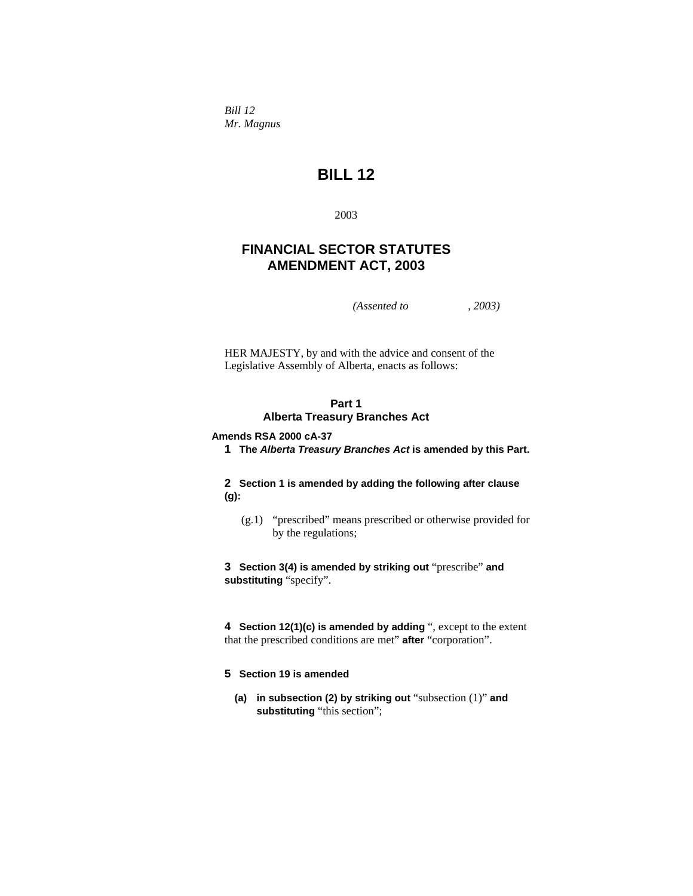*Bill 12*
*Mr. Magnus*

# BILL 12

2003

## FINANCIAL SECTOR STATUTES AMENDMENT ACT, 2003

*(Assented to , 2003)*

HER MAJESTY, by and with the advice and consent of the Legislative Assembly of Alberta, enacts as follows:

### Part 1
### Alberta Treasury Branches Act

**Amends RSA 2000 cA-37**

**1** **The *Alberta Treasury Branches Act* is amended by this Part.**

**2** **Section 1 is amended by adding the following after clause (g):**

(g.1) "prescribed" means prescribed or otherwise provided for by the regulations;

**3** **Section 3(4) is amended by striking out** "prescribe" **and substituting** "specify".

**4** **Section 12(1)(c) is amended by adding** ", except to the extent that the prescribed conditions are met" **after** "corporation".

**5** **Section 19 is amended**

**(a)** **in subsection (2) by striking out** "subsection (1)" **and substituting** "this section";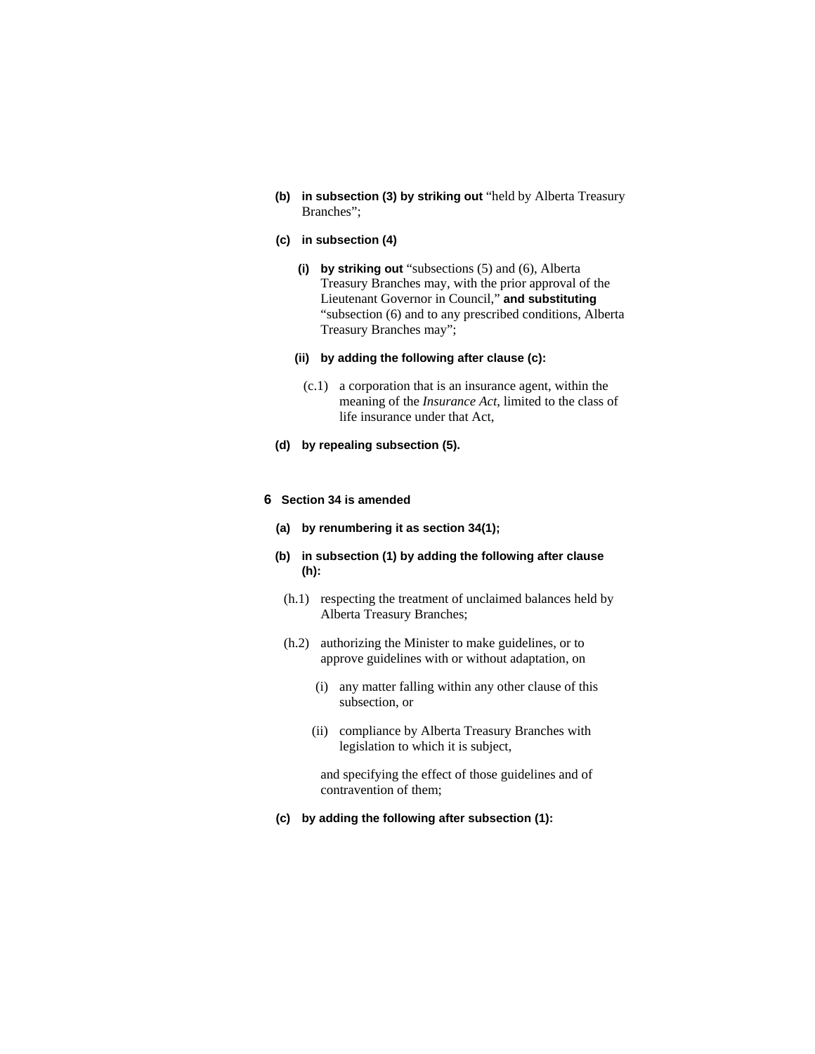**(b) in subsection (3) by striking out** "held by Alberta Treasury Branches";

**(c) in subsection (4)**

**(i) by striking out** "subsections (5) and (6), Alberta Treasury Branches may, with the prior approval of the Lieutenant Governor in Council," **and substituting** "subsection (6) and to any prescribed conditions, Alberta Treasury Branches may";

**(ii) by adding the following after clause (c):**

(c.1) a corporation that is an insurance agent, within the meaning of the *Insurance Act*, limited to the class of life insurance under that Act,

**(d) by repealing subsection (5).**

**6 Section 34 is amended**

**(a) by renumbering it as section 34(1);**

**(b) in subsection (1) by adding the following after clause (h):**

(h.1) respecting the treatment of unclaimed balances held by Alberta Treasury Branches;

(h.2) authorizing the Minister to make guidelines, or to approve guidelines with or without adaptation, on

(i) any matter falling within any other clause of this subsection, or

(ii) compliance by Alberta Treasury Branches with legislation to which it is subject,

and specifying the effect of those guidelines and of contravention of them;

**(c) by adding the following after subsection (1):**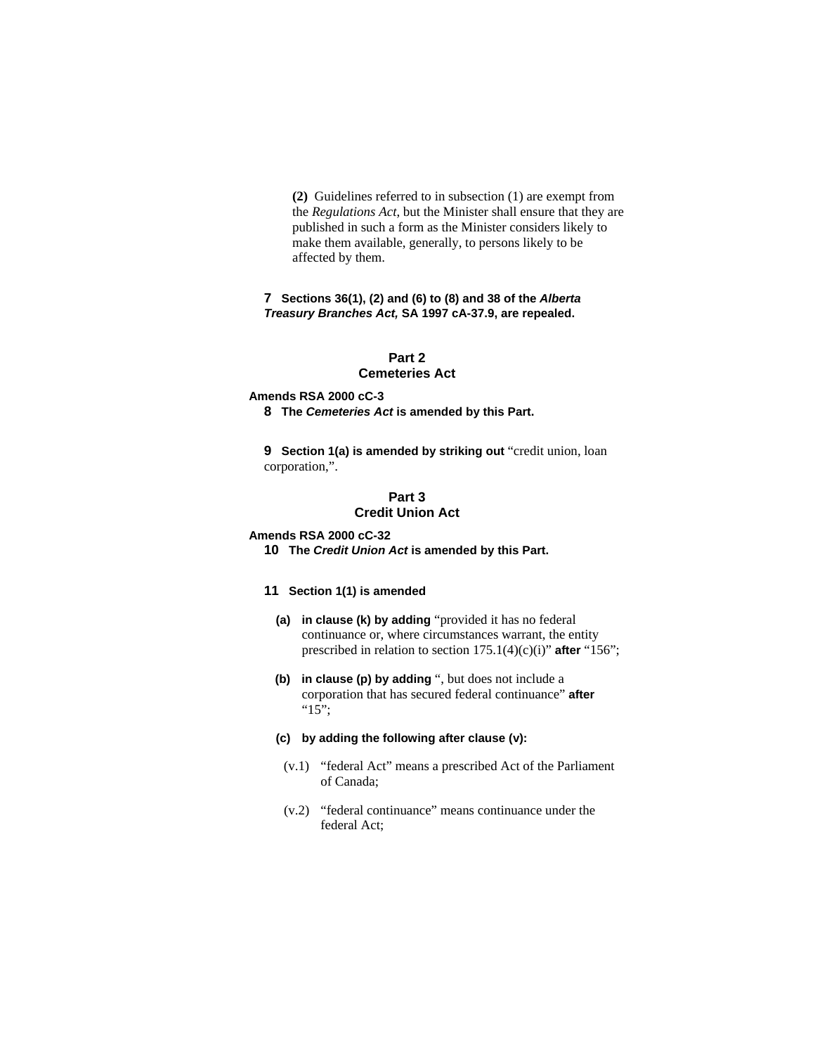**(2)** Guidelines referred to in subsection (1) are exempt from the *Regulations Act,* but the Minister shall ensure that they are published in such a form as the Minister considers likely to make them available, generally, to persons likely to be affected by them.

**7 Sections 36(1), (2) and (6) to (8) and 38 of the *Alberta Treasury Branches Act,* SA 1997 cA-37.9, are repealed.**

## Part 2
## Cemeteries Act

**Amends RSA 2000 cC-3**

**8 The *Cemeteries Act* is amended by this Part.**

**9 Section 1(a) is amended by striking out** "credit union, loan corporation,".

## Part 3
## Credit Union Act

**Amends RSA 2000 cC-32**

**10 The *Credit Union Act* is amended by this Part.**

**11 Section 1(1) is amended**

**(a) in clause (k) by adding** "provided it has no federal continuance or, where circumstances warrant, the entity prescribed in relation to section 175.1(4)(c)(i)" **after** "156";

**(b) in clause (p) by adding** ", but does not include a corporation that has secured federal continuance" **after** "15";

**(c) by adding the following after clause (v):**

(v.1) "federal Act" means a prescribed Act of the Parliament of Canada;

(v.2) "federal continuance" means continuance under the federal Act;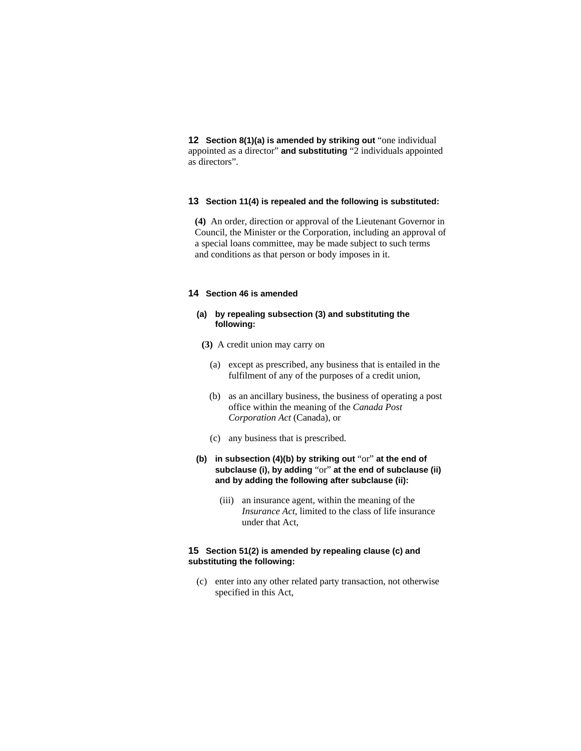**12** **Section 8(1)(a) is amended by striking out** "one individual appointed as a director" **and substituting** "2 individuals appointed as directors".

**13** **Section 11(4) is repealed and the following is substituted:**

> **(4)** An order, direction or approval of the Lieutenant Governor in Council, the Minister or the Corporation, including an approval of a special loans committee, may be made subject to such terms and conditions as that person or body imposes in it.

**14** **Section 46 is amended**

**(a)** **by repealing subsection (3) and substituting the following:**

> **(3)** A credit union may carry on
>
> (a) except as prescribed, any business that is entailed in the fulfilment of any of the purposes of a credit union,
>
> (b) as an ancillary business, the business of operating a post office within the meaning of the *Canada Post Corporation Act* (Canada), or
>
> (c) any business that is prescribed.

**(b)** **in subsection (4)(b) by striking out** "or" **at the end of subclause (i), by adding** "or" **at the end of subclause (ii) and by adding the following after subclause (ii):**

> (iii) an insurance agent, within the meaning of the *Insurance Act*, limited to the class of life insurance under that Act,

**15** **Section 51(2) is amended by repealing clause (c) and substituting the following:**

> (c) enter into any other related party transaction, not otherwise specified in this Act,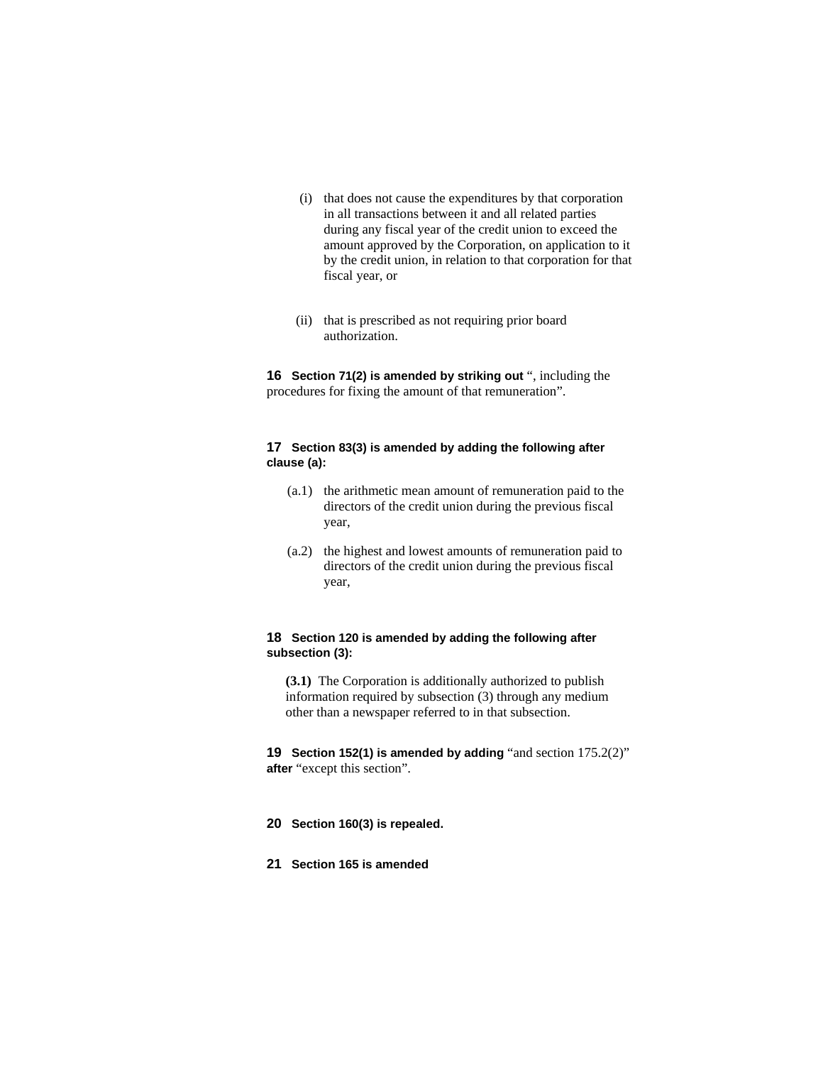(i) that does not cause the expenditures by that corporation in all transactions between it and all related parties during any fiscal year of the credit union to exceed the amount approved by the Corporation, on application to it by the credit union, in relation to that corporation for that fiscal year, or

(ii) that is prescribed as not requiring prior board authorization.

**16 Section 71(2) is amended by striking out** ", including the procedures for fixing the amount of that remuneration".

**17 Section 83(3) is amended by adding the following after clause (a):**

(a.1) the arithmetic mean amount of remuneration paid to the directors of the credit union during the previous fiscal year,

(a.2) the highest and lowest amounts of remuneration paid to directors of the credit union during the previous fiscal year,

**18 Section 120 is amended by adding the following after subsection (3):**

**(3.1)** The Corporation is additionally authorized to publish information required by subsection (3) through any medium other than a newspaper referred to in that subsection.

**19 Section 152(1) is amended by adding** "and section 175.2(2)" **after** "except this section".

**20 Section 160(3) is repealed.**

**21 Section 165 is amended**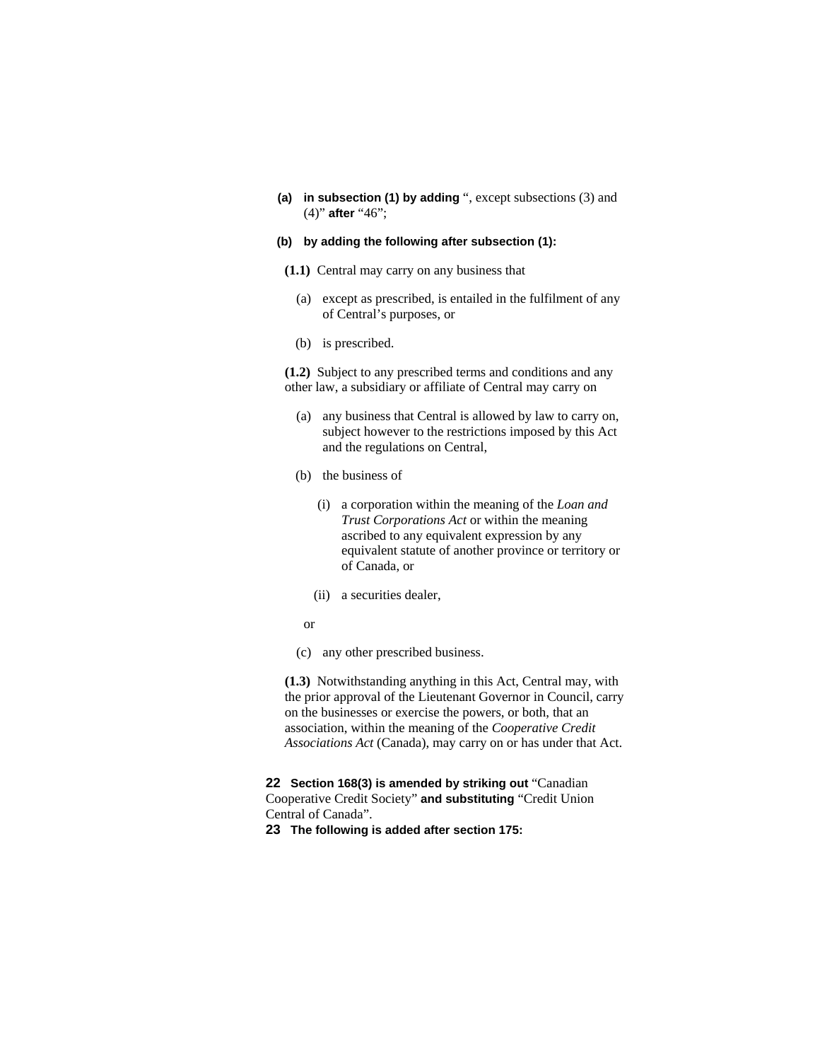**(a) in subsection (1) by adding** ", except subsections (3) and (4)" **after** "46";

**(b) by adding the following after subsection (1):**

**(1.1)** Central may carry on any business that

(a) except as prescribed, is entailed in the fulfilment of any of Central's purposes, or

(b) is prescribed.

**(1.2)** Subject to any prescribed terms and conditions and any other law, a subsidiary or affiliate of Central may carry on

(a) any business that Central is allowed by law to carry on, subject however to the restrictions imposed by this Act and the regulations on Central,

(b) the business of

(i) a corporation within the meaning of the *Loan and Trust Corporations Act* or within the meaning ascribed to any equivalent expression by any equivalent statute of another province or territory or of Canada, or

(ii) a securities dealer,

or

(c) any other prescribed business.

**(1.3)** Notwithstanding anything in this Act, Central may, with the prior approval of the Lieutenant Governor in Council, carry on the businesses or exercise the powers, or both, that an association, within the meaning of the *Cooperative Credit Associations Act* (Canada), may carry on or has under that Act.

**22 Section 168(3) is amended by striking out** "Canadian Cooperative Credit Society" **and substituting** "Credit Union Central of Canada".

**23 The following is added after section 175:**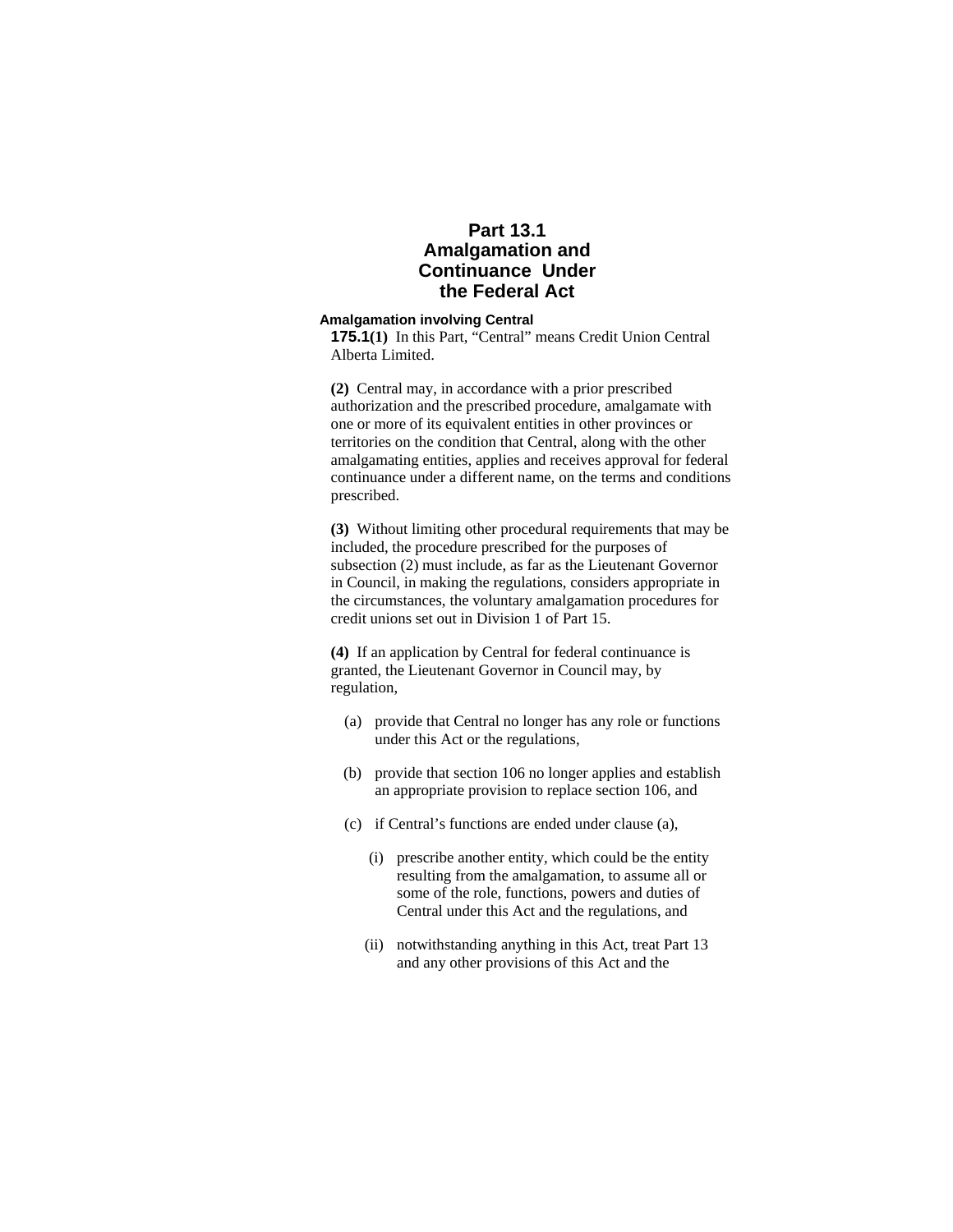# Part 13.1
# Amalgamation and Continuance Under the Federal Act

### Amalgamation involving Central

**175.1(1)** In this Part, "Central" means Credit Union Central Alberta Limited.

**(2)** Central may, in accordance with a prior prescribed authorization and the prescribed procedure, amalgamate with one or more of its equivalent entities in other provinces or territories on the condition that Central, along with the other amalgamating entities, applies and receives approval for federal continuance under a different name, on the terms and conditions prescribed.

**(3)** Without limiting other procedural requirements that may be included, the procedure prescribed for the purposes of subsection (2) must include, as far as the Lieutenant Governor in Council, in making the regulations, considers appropriate in the circumstances, the voluntary amalgamation procedures for credit unions set out in Division 1 of Part 15.

**(4)** If an application by Central for federal continuance is granted, the Lieutenant Governor in Council may, by regulation,

(a) provide that Central no longer has any role or functions under this Act or the regulations,

(b) provide that section 106 no longer applies and establish an appropriate provision to replace section 106, and

(c) if Central's functions are ended under clause (a),

(i) prescribe another entity, which could be the entity resulting from the amalgamation, to assume all or some of the role, functions, powers and duties of Central under this Act and the regulations, and

(ii) notwithstanding anything in this Act, treat Part 13 and any other provisions of this Act and the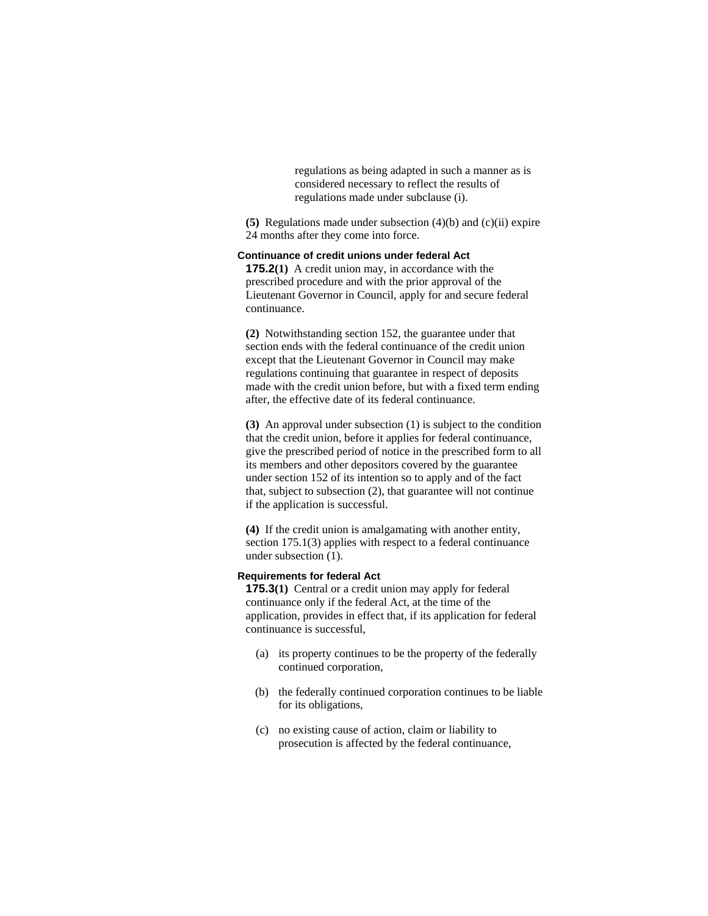regulations as being adapted in such a manner as is considered necessary to reflect the results of regulations made under subclause (i).

**(5)** Regulations made under subsection (4)(b) and (c)(ii) expire 24 months after they come into force.

#### Continuance of credit unions under federal Act

**175.2(1)** A credit union may, in accordance with the prescribed procedure and with the prior approval of the Lieutenant Governor in Council, apply for and secure federal continuance.

**(2)** Notwithstanding section 152, the guarantee under that section ends with the federal continuance of the credit union except that the Lieutenant Governor in Council may make regulations continuing that guarantee in respect of deposits made with the credit union before, but with a fixed term ending after, the effective date of its federal continuance.

**(3)** An approval under subsection (1) is subject to the condition that the credit union, before it applies for federal continuance, give the prescribed period of notice in the prescribed form to all its members and other depositors covered by the guarantee under section 152 of its intention so to apply and of the fact that, subject to subsection (2), that guarantee will not continue if the application is successful.

**(4)** If the credit union is amalgamating with another entity, section 175.1(3) applies with respect to a federal continuance under subsection (1).

#### Requirements for federal Act

**175.3(1)** Central or a credit union may apply for federal continuance only if the federal Act, at the time of the application, provides in effect that, if its application for federal continuance is successful,

(a) its property continues to be the property of the federally continued corporation,

(b) the federally continued corporation continues to be liable for its obligations,

(c) no existing cause of action, claim or liability to prosecution is affected by the federal continuance,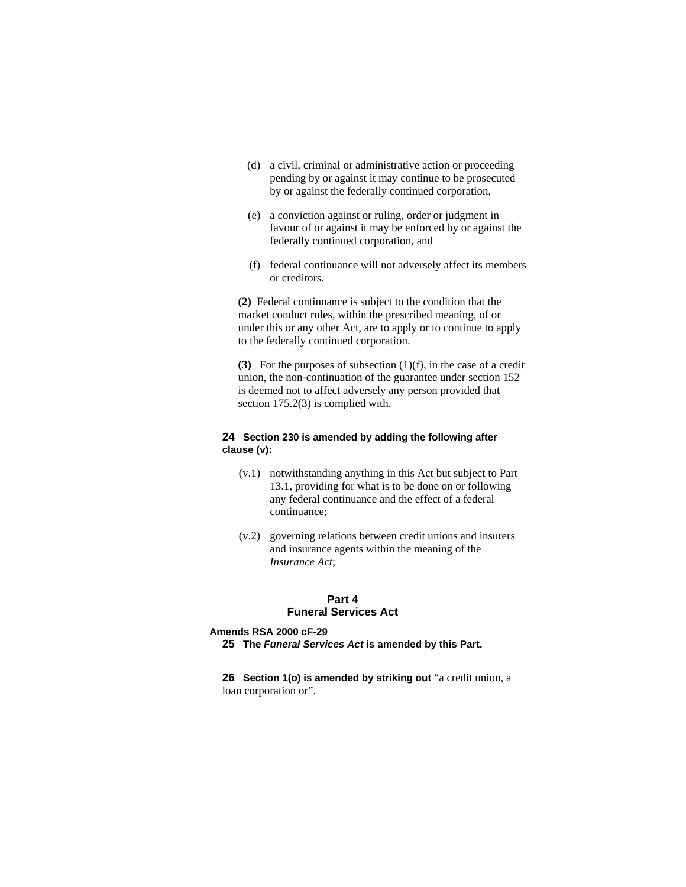(d) a civil, criminal or administrative action or proceeding pending by or against it may continue to be prosecuted by or against the federally continued corporation,

(e) a conviction against or ruling, order or judgment in favour of or against it may be enforced by or against the federally continued corporation, and

(f) federal continuance will not adversely affect its members or creditors.

**(2)** Federal continuance is subject to the condition that the market conduct rules, within the prescribed meaning, of or under this or any other Act, are to apply or to continue to apply to the federally continued corporation.

**(3)** For the purposes of subsection (1)(f), in the case of a credit union, the non-continuation of the guarantee under section 152 is deemed not to affect adversely any person provided that section 175.2(3) is complied with.

**24 Section 230 is amended by adding the following after clause (v):**

(v.1) notwithstanding anything in this Act but subject to Part 13.1, providing for what is to be done on or following any federal continuance and the effect of a federal continuance;

(v.2) governing relations between credit unions and insurers and insurance agents within the meaning of the *Insurance Act*;

## Part 4
## Funeral Services Act

**Amends RSA 2000 cF-29**

**25 The *Funeral Services Act* is amended by this Part.**

**26 Section 1(o) is amended by striking out** "a credit union, a loan corporation or".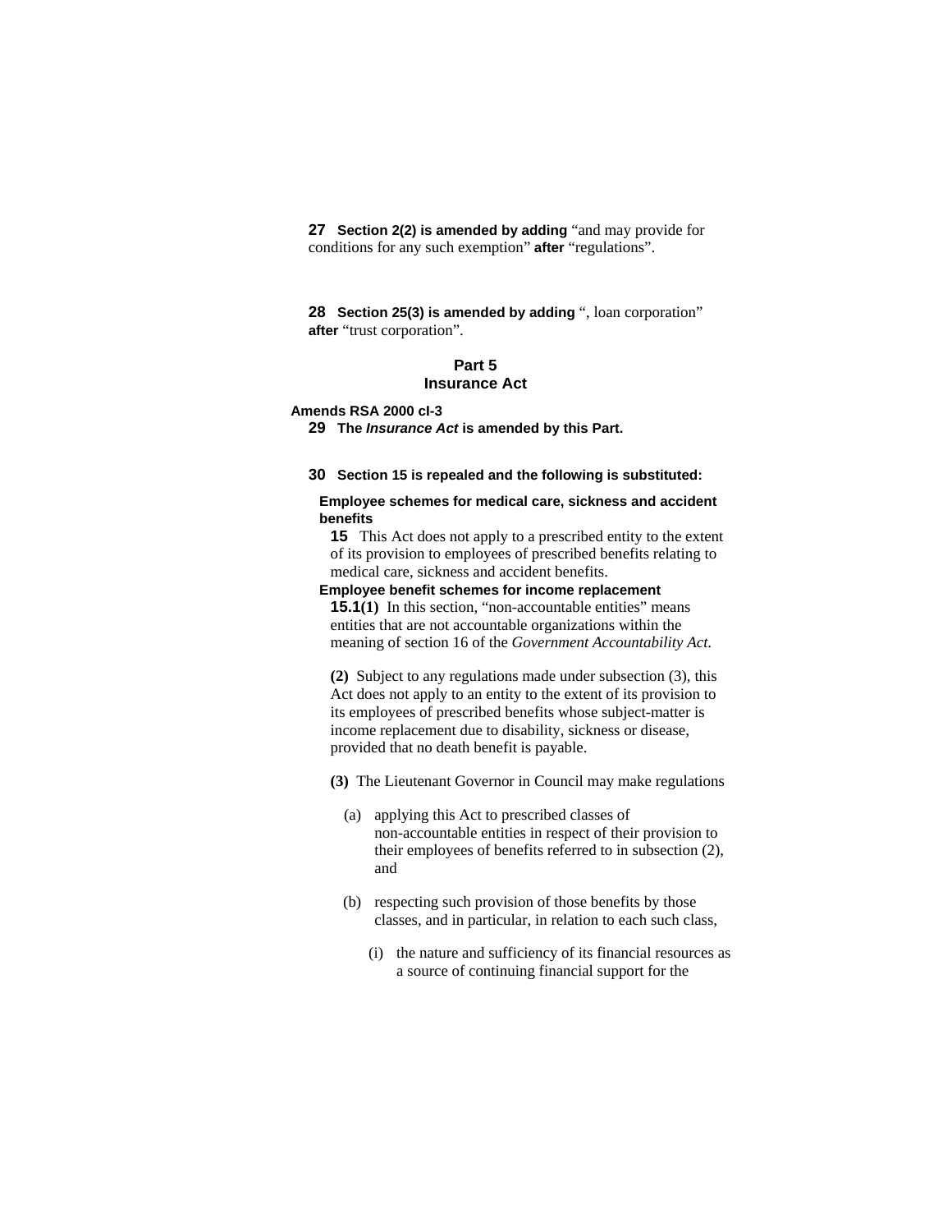**27 Section 2(2) is amended by adding** "and may provide for conditions for any such exemption" **after** "regulations".

**28 Section 25(3) is amended by adding** ", loan corporation" **after** "trust corporation".

## Part 5
## Insurance Act

**Amends RSA 2000 cI-3**

**29 The *Insurance Act* is amended by this Part.**

**30 Section 15 is repealed and the following is substituted:**

**Employee schemes for medical care, sickness and accident benefits**

**15** This Act does not apply to a prescribed entity to the extent of its provision to employees of prescribed benefits relating to medical care, sickness and accident benefits.

**Employee benefit schemes for income replacement**

**15.1(1)** In this section, "non-accountable entities" means entities that are not accountable organizations within the meaning of section 16 of the *Government Accountability Act.*

**(2)** Subject to any regulations made under subsection (3), this Act does not apply to an entity to the extent of its provision to its employees of prescribed benefits whose subject-matter is income replacement due to disability, sickness or disease, provided that no death benefit is payable.

**(3)** The Lieutenant Governor in Council may make regulations

(a) applying this Act to prescribed classes of non-accountable entities in respect of their provision to their employees of benefits referred to in subsection (2), and

(b) respecting such provision of those benefits by those classes, and in particular, in relation to each such class,

(i) the nature and sufficiency of its financial resources as a source of continuing financial support for the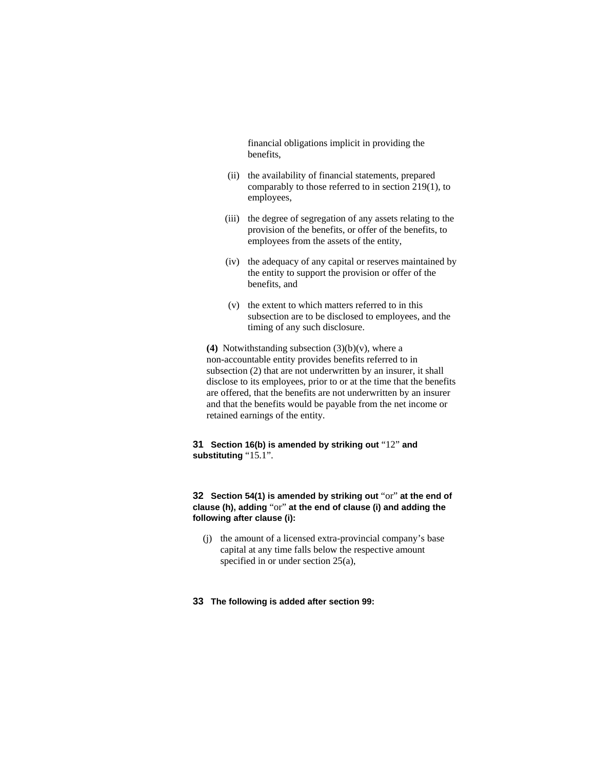financial obligations implicit in providing the benefits,

(ii) the availability of financial statements, prepared comparably to those referred to in section 219(1), to employees,

(iii) the degree of segregation of any assets relating to the provision of the benefits, or offer of the benefits, to employees from the assets of the entity,

(iv) the adequacy of any capital or reserves maintained by the entity to support the provision or offer of the benefits, and

(v) the extent to which matters referred to in this subsection are to be disclosed to employees, and the timing of any such disclosure.

**(4)** Notwithstanding subsection (3)(b)(v), where a non-accountable entity provides benefits referred to in subsection (2) that are not underwritten by an insurer, it shall disclose to its employees, prior to or at the time that the benefits are offered, that the benefits are not underwritten by an insurer and that the benefits would be payable from the net income or retained earnings of the entity.

**31 Section 16(b) is amended by striking out** "12" **and substituting** "15.1".

**32 Section 54(1) is amended by striking out** "or" **at the end of clause (h), adding** "or" **at the end of clause (i) and adding the following after clause (i):**

(j) the amount of a licensed extra-provincial company's base capital at any time falls below the respective amount specified in or under section 25(a),

**33 The following is added after section 99:**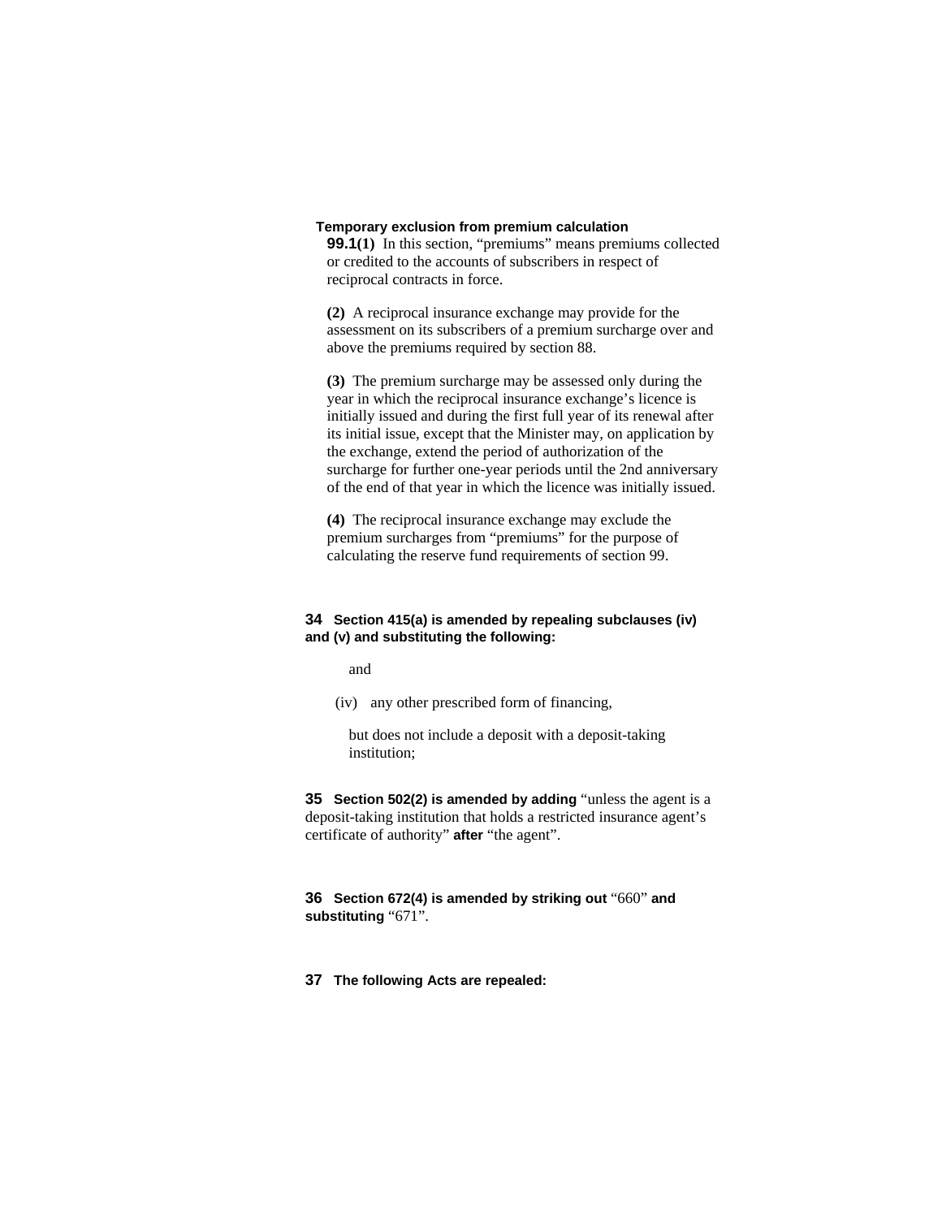**Temporary exclusion from premium calculation**

**99.1(1)** In this section, "premiums" means premiums collected or credited to the accounts of subscribers in respect of reciprocal contracts in force.

**(2)** A reciprocal insurance exchange may provide for the assessment on its subscribers of a premium surcharge over and above the premiums required by section 88.

**(3)** The premium surcharge may be assessed only during the year in which the reciprocal insurance exchange's licence is initially issued and during the first full year of its renewal after its initial issue, except that the Minister may, on application by the exchange, extend the period of authorization of the surcharge for further one-year periods until the 2nd anniversary of the end of that year in which the licence was initially issued.

**(4)** The reciprocal insurance exchange may exclude the premium surcharges from "premiums" for the purpose of calculating the reserve fund requirements of section 99.

**34 Section 415(a) is amended by repealing subclauses (iv) and (v) and substituting the following:**

and

(iv) any other prescribed form of financing,

but does not include a deposit with a deposit-taking institution;

**35 Section 502(2) is amended by adding** "unless the agent is a deposit-taking institution that holds a restricted insurance agent's certificate of authority" **after** "the agent".

**36 Section 672(4) is amended by striking out** "660" **and substituting** "671".

**37 The following Acts are repealed:**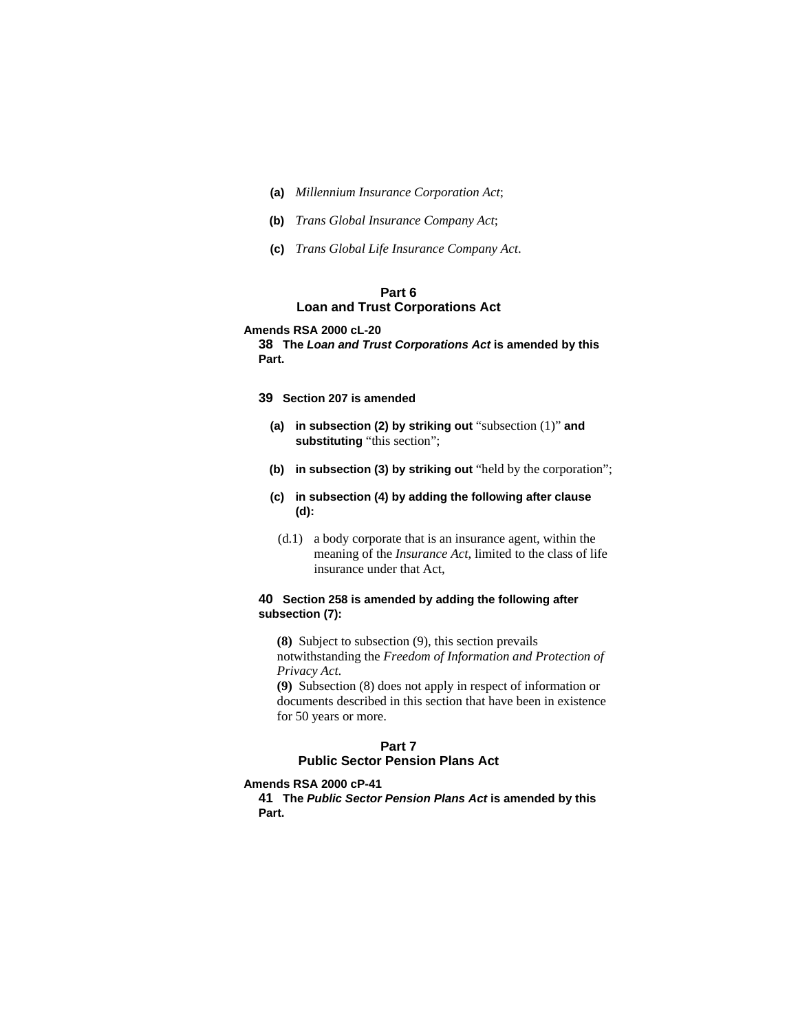**(a)** *Millennium Insurance Corporation Act*;

**(b)** *Trans Global Insurance Company Act*;

**(c)** *Trans Global Life Insurance Company Act*.

## Part 6
## Loan and Trust Corporations Act

**Amends RSA 2000 cL-20**

**38 The *Loan and Trust Corporations Act* is amended by this Part.**

**39 Section 207 is amended**

**(a) in subsection (2) by striking out** "subsection (1)" **and substituting** "this section";

**(b) in subsection (3) by striking out** "held by the corporation";

**(c) in subsection (4) by adding the following after clause (d):**

(d.1) a body corporate that is an insurance agent, within the meaning of the *Insurance Act*, limited to the class of life insurance under that Act,

**40 Section 258 is amended by adding the following after subsection (7):**

**(8)** Subject to subsection (9), this section prevails notwithstanding the *Freedom of Information and Protection of Privacy Act*.

**(9)** Subsection (8) does not apply in respect of information or documents described in this section that have been in existence for 50 years or more.

## Part 7
## Public Sector Pension Plans Act

**Amends RSA 2000 cP-41**

**41 The *Public Sector Pension Plans Act* is amended by this Part.**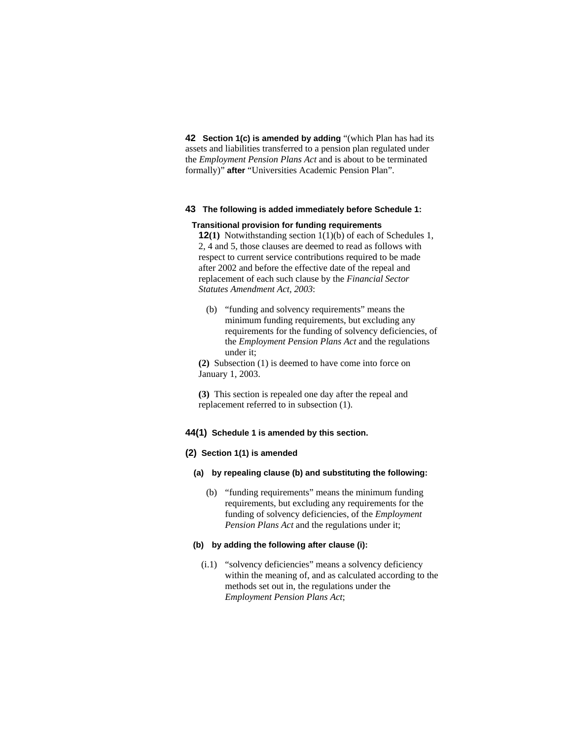**42** **Section 1(c) is amended by adding** "(which Plan has had its assets and liabilities transferred to a pension plan regulated under the *Employment Pension Plans Act* and is about to be terminated formally)" **after** "Universities Academic Pension Plan".

**43** **The following is added immediately before Schedule 1:**

**Transitional provision for funding requirements**

**12(1)** Notwithstanding section 1(1)(b) of each of Schedules 1, 2, 4 and 5, those clauses are deemed to read as follows with respect to current service contributions required to be made after 2002 and before the effective date of the repeal and replacement of each such clause by the *Financial Sector Statutes Amendment Act, 2003*:

(b) "funding and solvency requirements" means the minimum funding requirements, but excluding any requirements for the funding of solvency deficiencies, of the *Employment Pension Plans Act* and the regulations under it;

**(2)** Subsection (1) is deemed to have come into force on January 1, 2003.

**(3)** This section is repealed one day after the repeal and replacement referred to in subsection (1).

**44(1)** **Schedule 1 is amended by this section.**

**(2)** **Section 1(1) is amended**

**(a)** **by repealing clause (b) and substituting the following:**

(b) "funding requirements" means the minimum funding requirements, but excluding any requirements for the funding of solvency deficiencies, of the *Employment Pension Plans Act* and the regulations under it;

**(b)** **by adding the following after clause (i):**

(i.1) "solvency deficiencies" means a solvency deficiency within the meaning of, and as calculated according to the methods set out in, the regulations under the *Employment Pension Plans Act*;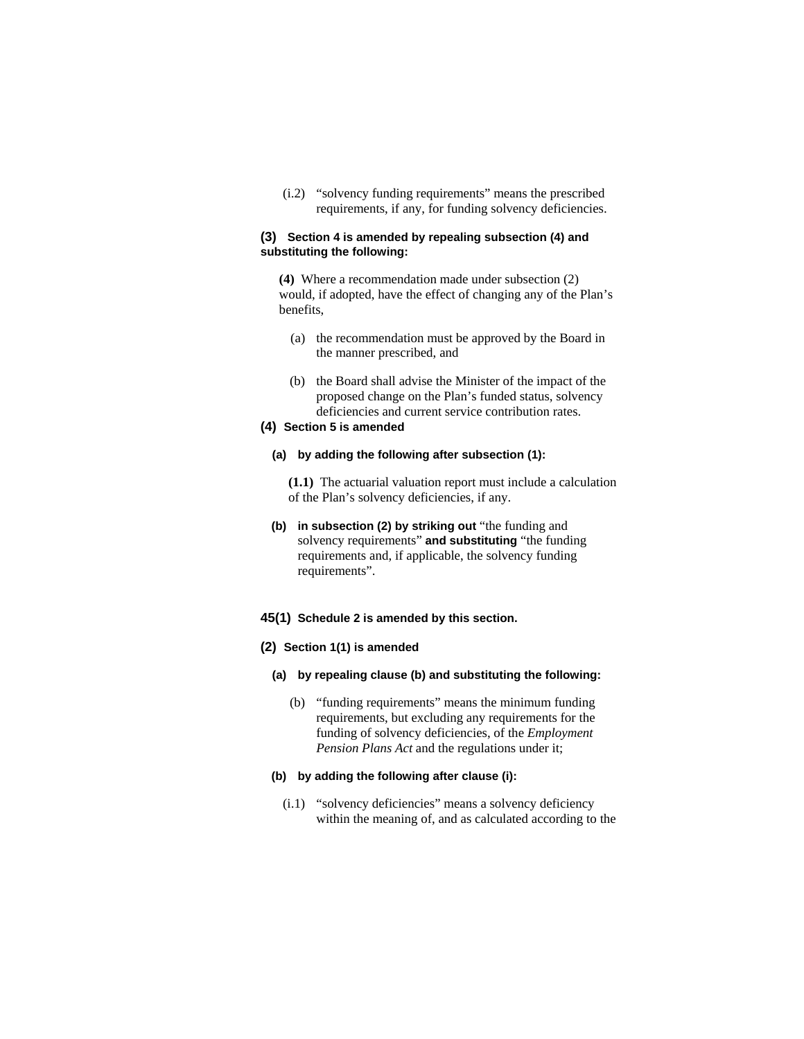(i.2) "solvency funding requirements" means the prescribed requirements, if any, for funding solvency deficiencies.

**(3) Section 4 is amended by repealing subsection (4) and substituting the following:**

**(4)** Where a recommendation made under subsection (2) would, if adopted, have the effect of changing any of the Plan's benefits,

(a) the recommendation must be approved by the Board in the manner prescribed, and

(b) the Board shall advise the Minister of the impact of the proposed change on the Plan's funded status, solvency deficiencies and current service contribution rates.

**(4) Section 5 is amended**

**(a) by adding the following after subsection (1):**

**(1.1)** The actuarial valuation report must include a calculation of the Plan's solvency deficiencies, if any.

**(b) in subsection (2) by striking out** "the funding and solvency requirements" **and substituting** "the funding requirements and, if applicable, the solvency funding requirements".

**45(1) Schedule 2 is amended by this section.**

**(2) Section 1(1) is amended**

**(a) by repealing clause (b) and substituting the following:**

(b) "funding requirements" means the minimum funding requirements, but excluding any requirements for the funding of solvency deficiencies, of the *Employment Pension Plans Act* and the regulations under it;

**(b) by adding the following after clause (i):**

(i.1) "solvency deficiencies" means a solvency deficiency within the meaning of, and as calculated according to the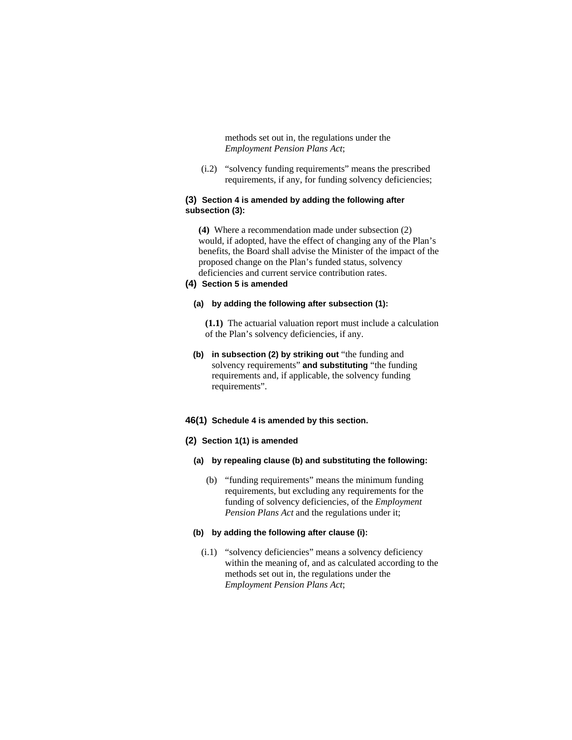methods set out in, the regulations under the *Employment Pension Plans Act*;

(i.2) "solvency funding requirements" means the prescribed requirements, if any, for funding solvency deficiencies;

**(3) Section 4 is amended by adding the following after subsection (3):**

**(4)** Where a recommendation made under subsection (2) would, if adopted, have the effect of changing any of the Plan's benefits, the Board shall advise the Minister of the impact of the proposed change on the Plan's funded status, solvency deficiencies and current service contribution rates.

**(4) Section 5 is amended**

**(a) by adding the following after subsection (1):**

**(1.1)** The actuarial valuation report must include a calculation of the Plan's solvency deficiencies, if any.

**(b) in subsection (2) by striking out** "the funding and solvency requirements" **and substituting** "the funding requirements and, if applicable, the solvency funding requirements".

**46(1) Schedule 4 is amended by this section.**

**(2) Section 1(1) is amended**

**(a) by repealing clause (b) and substituting the following:**

(b) "funding requirements" means the minimum funding requirements, but excluding any requirements for the funding of solvency deficiencies, of the *Employment Pension Plans Act* and the regulations under it;

**(b) by adding the following after clause (i):**

(i.1) "solvency deficiencies" means a solvency deficiency within the meaning of, and as calculated according to the methods set out in, the regulations under the *Employment Pension Plans Act*;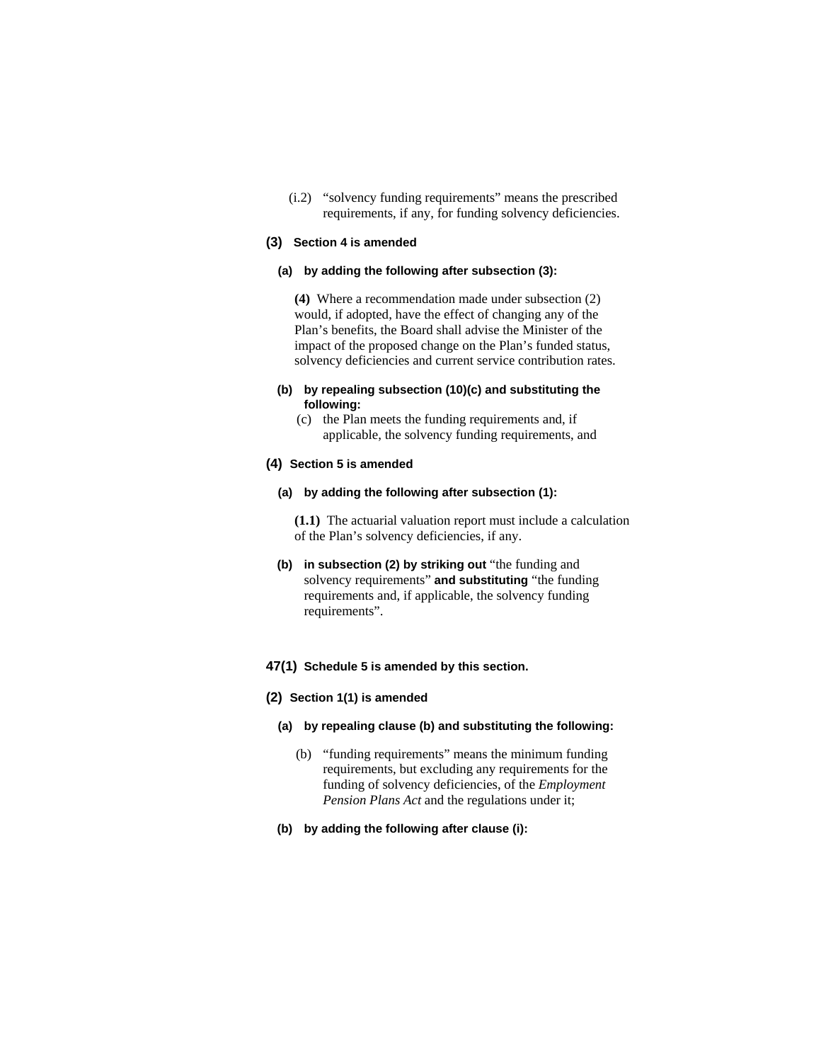(i.2) "solvency funding requirements" means the prescribed requirements, if any, for funding solvency deficiencies.

**(3) Section 4 is amended**

**(a) by adding the following after subsection (3):**

**(4)** Where a recommendation made under subsection (2) would, if adopted, have the effect of changing any of the Plan's benefits, the Board shall advise the Minister of the impact of the proposed change on the Plan's funded status, solvency deficiencies and current service contribution rates.

**(b) by repealing subsection (10)(c) and substituting the following:**

(c) the Plan meets the funding requirements and, if applicable, the solvency funding requirements, and

**(4) Section 5 is amended**

**(a) by adding the following after subsection (1):**

**(1.1)** The actuarial valuation report must include a calculation of the Plan's solvency deficiencies, if any.

**(b) in subsection (2) by striking out** "the funding and solvency requirements" **and substituting** "the funding requirements and, if applicable, the solvency funding requirements".

**47(1) Schedule 5 is amended by this section.**

**(2) Section 1(1) is amended**

**(a) by repealing clause (b) and substituting the following:**

(b) "funding requirements" means the minimum funding requirements, but excluding any requirements for the funding of solvency deficiencies, of the *Employment Pension Plans Act* and the regulations under it;

**(b) by adding the following after clause (i):**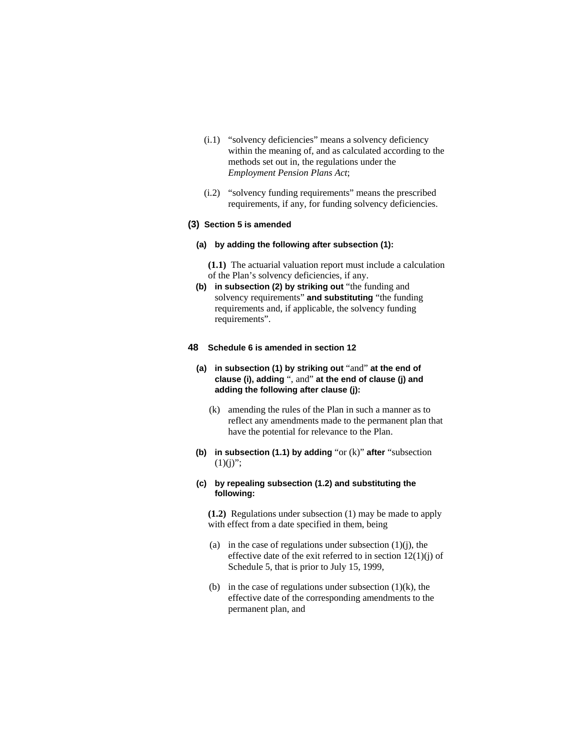(i.1) “solvency deficiencies” means a solvency deficiency within the meaning of, and as calculated according to the methods set out in, the regulations under the *Employment Pension Plans Act*;

(i.2) “solvency funding requirements” means the prescribed requirements, if any, for funding solvency deficiencies.

**(3) Section 5 is amended**

**(a) by adding the following after subsection (1):**

**(1.1)** The actuarial valuation report must include a calculation of the Plan’s solvency deficiencies, if any.

**(b) in subsection (2) by striking out** “the funding and solvency requirements” **and substituting** “the funding requirements and, if applicable, the solvency funding requirements”.

**48 Schedule 6 is amended in section 12**

**(a) in subsection (1) by striking out** “and” **at the end of clause (i), adding** “, and” **at the end of clause (j) and adding the following after clause (j):**

(k) amending the rules of the Plan in such a manner as to reflect any amendments made to the permanent plan that have the potential for relevance to the Plan.

**(b) in subsection (1.1) by adding** “or (k)” **after** “subsection (1)(j)”;

**(c) by repealing subsection (1.2) and substituting the following:**

**(1.2)** Regulations under subsection (1) may be made to apply with effect from a date specified in them, being

(a) in the case of regulations under subsection (1)(j), the effective date of the exit referred to in section 12(1)(j) of Schedule 5, that is prior to July 15, 1999,

(b) in the case of regulations under subsection (1)(k), the effective date of the corresponding amendments to the permanent plan, and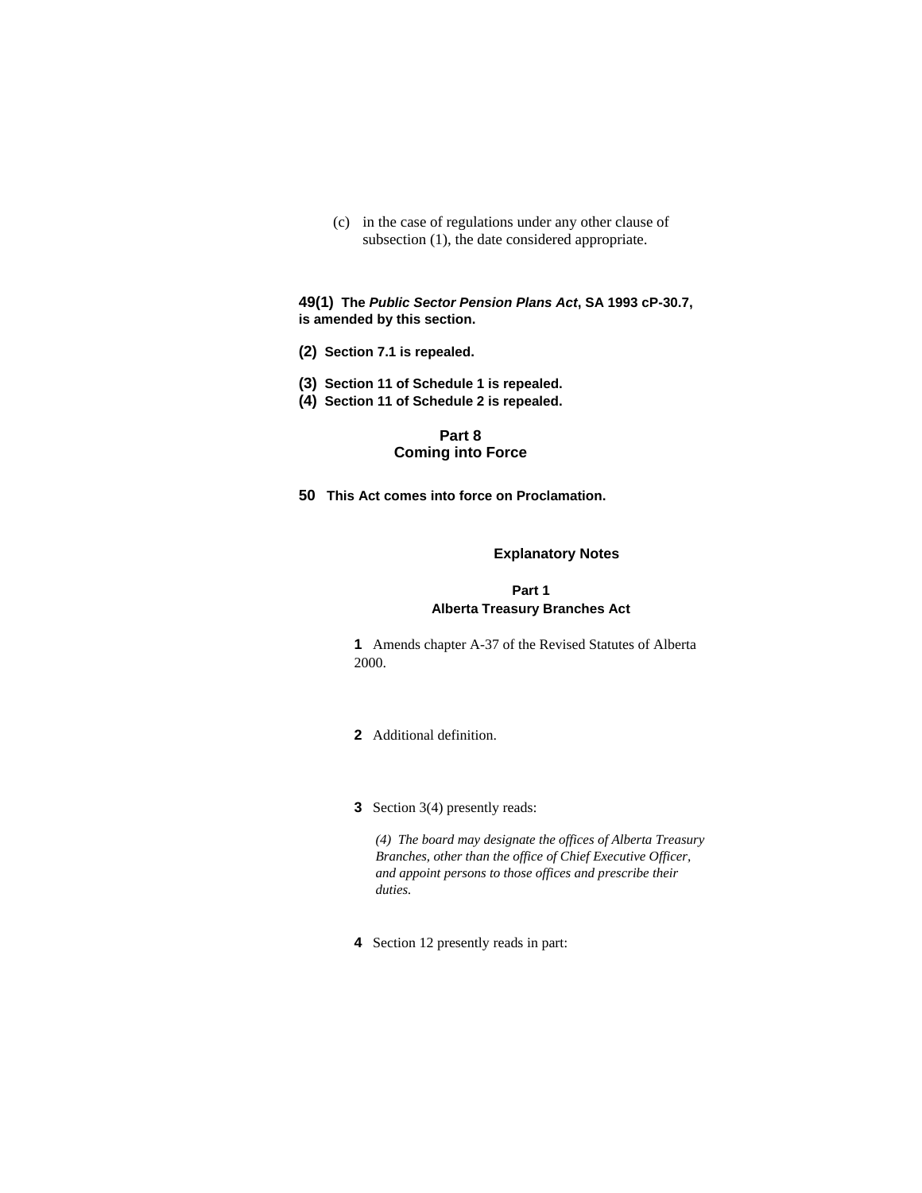(c) in the case of regulations under any other clause of subsection (1), the date considered appropriate.

**49(1) The *Public Sector Pension Plans Act*, SA 1993 cP-30.7, is amended by this section.**

**(2) Section 7.1 is repealed.**

**(3) Section 11 of Schedule 1 is repealed.**

**(4) Section 11 of Schedule 2 is repealed.**

## Part 8
## Coming into Force

**50 This Act comes into force on Proclamation.**

### Explanatory Notes

#### Part 1
#### Alberta Treasury Branches Act

**1** Amends chapter A-37 of the Revised Statutes of Alberta 2000.

**2** Additional definition.

**3** Section 3(4) presently reads:

*(4) The board may designate the offices of Alberta Treasury Branches, other than the office of Chief Executive Officer, and appoint persons to those offices and prescribe their duties.*

**4** Section 12 presently reads in part: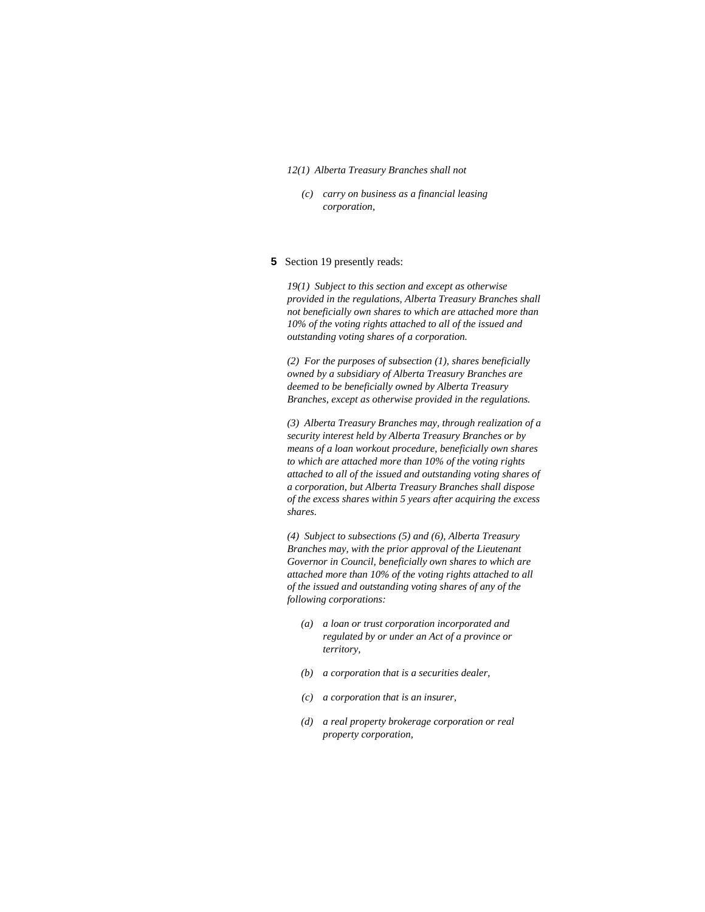*12(1) Alberta Treasury Branches shall not*

*(c) carry on business as a financial leasing corporation,*

**5** Section 19 presently reads:

*19(1) Subject to this section and except as otherwise provided in the regulations, Alberta Treasury Branches shall not beneficially own shares to which are attached more than 10% of the voting rights attached to all of the issued and outstanding voting shares of a corporation.*

*(2) For the purposes of subsection (1), shares beneficially owned by a subsidiary of Alberta Treasury Branches are deemed to be beneficially owned by Alberta Treasury Branches, except as otherwise provided in the regulations.*

*(3) Alberta Treasury Branches may, through realization of a security interest held by Alberta Treasury Branches or by means of a loan workout procedure, beneficially own shares to which are attached more than 10% of the voting rights attached to all of the issued and outstanding voting shares of a corporation, but Alberta Treasury Branches shall dispose of the excess shares within 5 years after acquiring the excess shares.*

*(4) Subject to subsections (5) and (6), Alberta Treasury Branches may, with the prior approval of the Lieutenant Governor in Council, beneficially own shares to which are attached more than 10% of the voting rights attached to all of the issued and outstanding voting shares of any of the following corporations:*

*(a) a loan or trust corporation incorporated and regulated by or under an Act of a province or territory,*

*(b) a corporation that is a securities dealer,*

*(c) a corporation that is an insurer,*

*(d) a real property brokerage corporation or real property corporation,*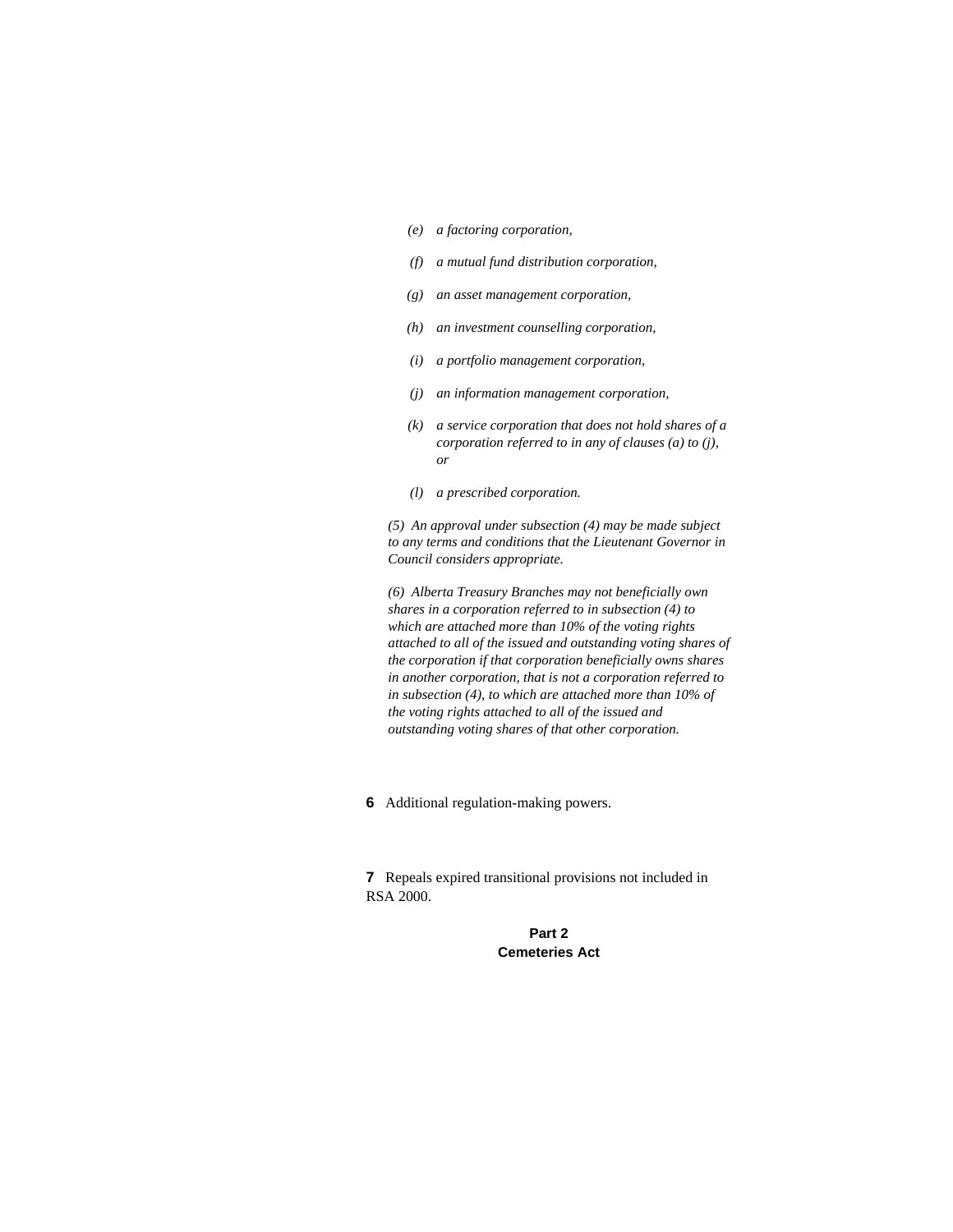*(e) a factoring corporation,*

*(f) a mutual fund distribution corporation,*

*(g) an asset management corporation,*

*(h) an investment counselling corporation,*

*(i) a portfolio management corporation,*

*(j) an information management corporation,*

*(k) a service corporation that does not hold shares of a corporation referred to in any of clauses (a) to (j), or*

*(l) a prescribed corporation.*

*(5) An approval under subsection (4) may be made subject to any terms and conditions that the Lieutenant Governor in Council considers appropriate.*

*(6) Alberta Treasury Branches may not beneficially own shares in a corporation referred to in subsection (4) to which are attached more than 10% of the voting rights attached to all of the issued and outstanding voting shares of the corporation if that corporation beneficially owns shares in another corporation, that is not a corporation referred to in subsection (4), to which are attached more than 10% of the voting rights attached to all of the issued and outstanding voting shares of that other corporation.*

**6** Additional regulation-making powers.

**7** Repeals expired transitional provisions not included in RSA 2000.

## Part 2
## Cemeteries Act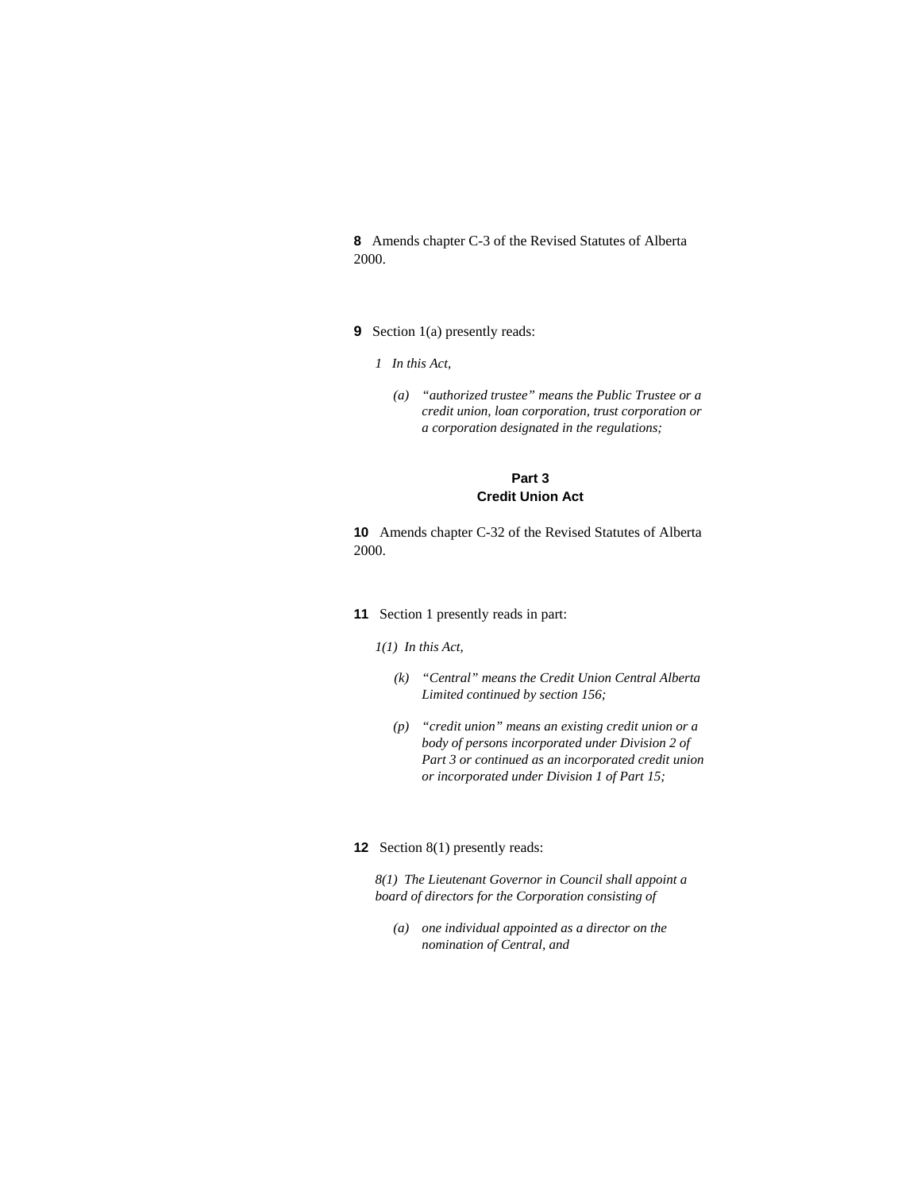**8** Amends chapter C-3 of the Revised Statutes of Alberta 2000.

**9** Section 1(a) presently reads:

*1 In this Act,*

*(a) "authorized trustee" means the Public Trustee or a credit union, loan corporation, trust corporation or a corporation designated in the regulations;*

## Part 3
## Credit Union Act

**10** Amends chapter C-32 of the Revised Statutes of Alberta 2000.

**11** Section 1 presently reads in part:

*1(1) In this Act,*

*(k) "Central" means the Credit Union Central Alberta Limited continued by section 156;*

*(p) "credit union" means an existing credit union or a body of persons incorporated under Division 2 of Part 3 or continued as an incorporated credit union or incorporated under Division 1 of Part 15;*

**12** Section 8(1) presently reads:

*8(1) The Lieutenant Governor in Council shall appoint a board of directors for the Corporation consisting of*

*(a) one individual appointed as a director on the nomination of Central, and*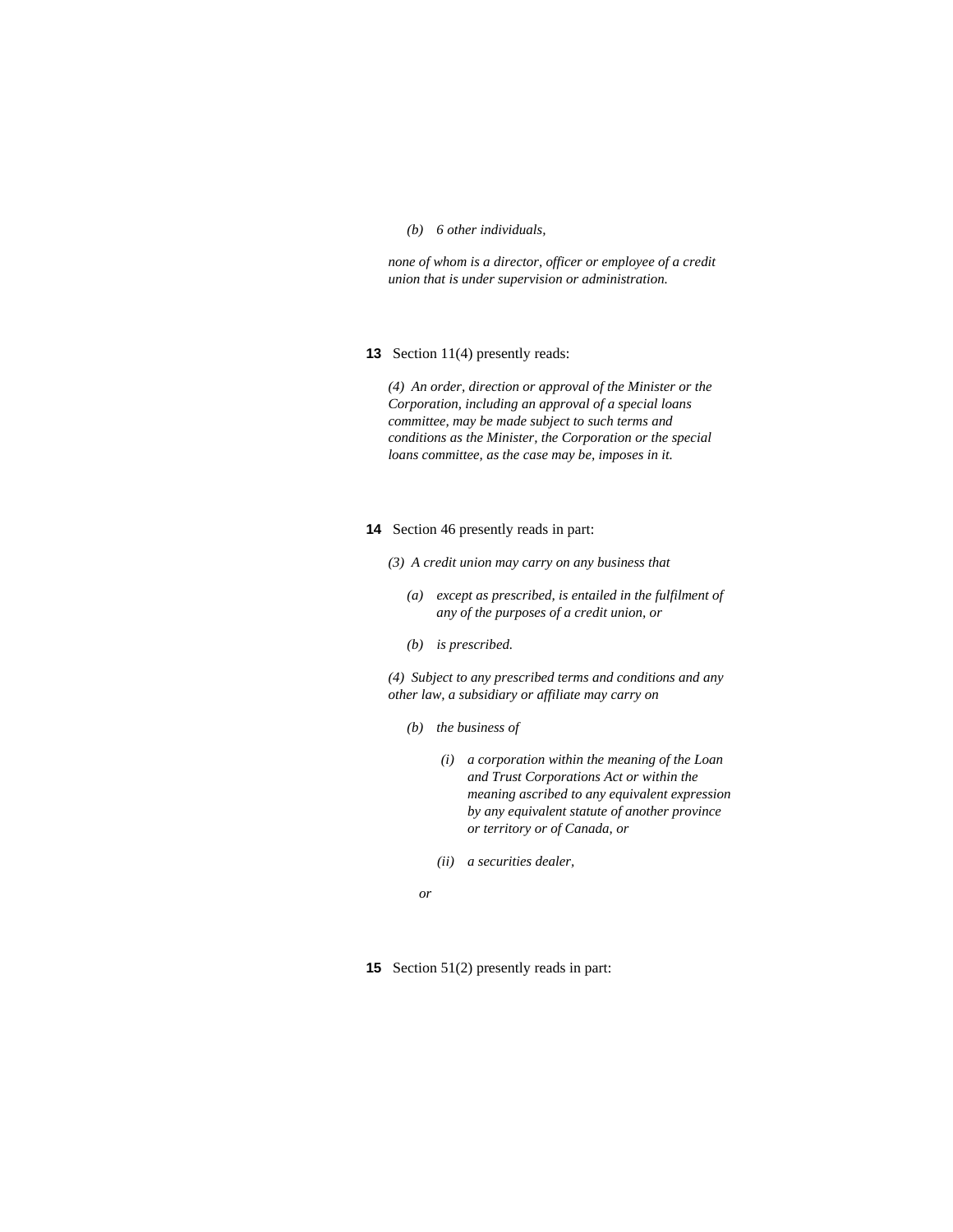*(b) 6 other individuals,*

*none of whom is a director, officer or employee of a credit union that is under supervision or administration.*

**13** Section 11(4) presently reads:

*(4) An order, direction or approval of the Minister or the Corporation, including an approval of a special loans committee, may be made subject to such terms and conditions as the Minister, the Corporation or the special loans committee, as the case may be, imposes in it.*

**14** Section 46 presently reads in part:

*(3) A credit union may carry on any business that*

*(a) except as prescribed, is entailed in the fulfilment of any of the purposes of a credit union, or*

*(b) is prescribed.*

*(4) Subject to any prescribed terms and conditions and any other law, a subsidiary or affiliate may carry on*

*(b) the business of*

*(i) a corporation within the meaning of the Loan and Trust Corporations Act or within the meaning ascribed to any equivalent expression by any equivalent statute of another province or territory or of Canada, or*

*(ii) a securities dealer,*

*or*

**15** Section 51(2) presently reads in part: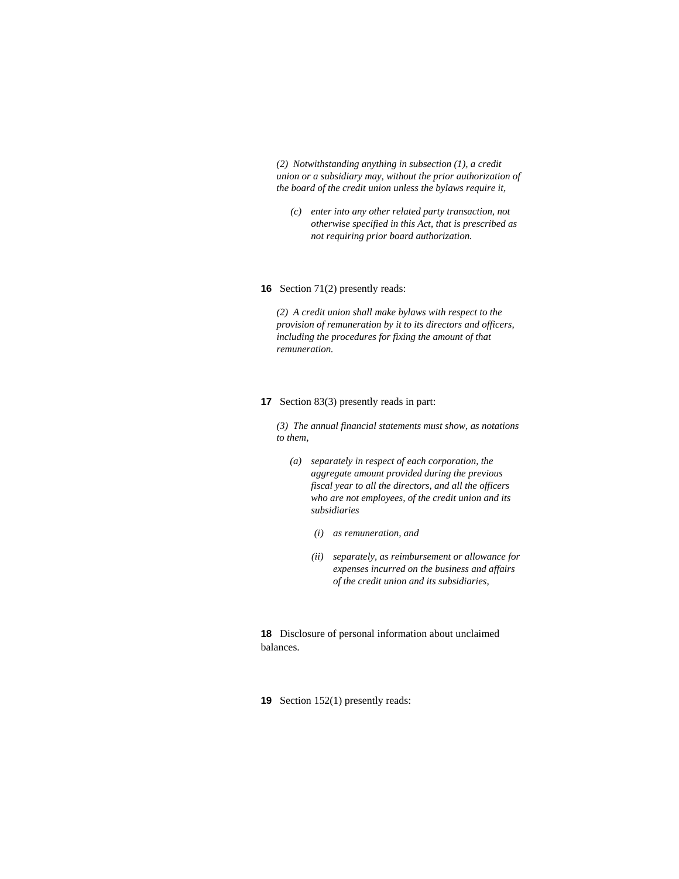*(2) Notwithstanding anything in subsection (1), a credit union or a subsidiary may, without the prior authorization of the board of the credit union unless the bylaws require it,*

> *(c) enter into any other related party transaction, not otherwise specified in this Act, that is prescribed as not requiring prior board authorization.*

**16** Section 71(2) presently reads:

*(2) A credit union shall make bylaws with respect to the provision of remuneration by it to its directors and officers, including the procedures for fixing the amount of that remuneration.*

**17** Section 83(3) presently reads in part:

*(3) The annual financial statements must show, as notations to them,*

> *(a) separately in respect of each corporation, the aggregate amount provided during the previous fiscal year to all the directors, and all the officers who are not employees, of the credit union and its subsidiaries*
>
> > *(i) as remuneration, and*
> >
> > *(ii) separately, as reimbursement or allowance for expenses incurred on the business and affairs of the credit union and its subsidiaries,*

**18** Disclosure of personal information about unclaimed balances.

**19** Section 152(1) presently reads: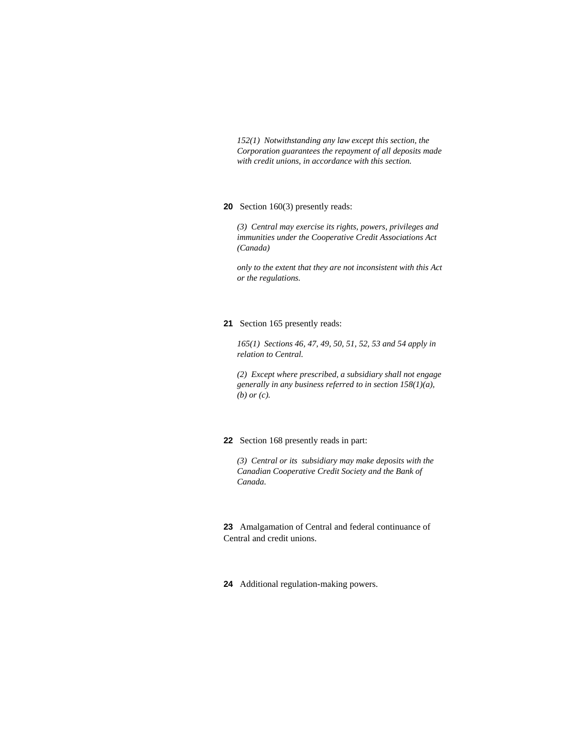*152(1) Notwithstanding any law except this section, the Corporation guarantees the repayment of all deposits made with credit unions, in accordance with this section.*

**20** Section 160(3) presently reads:

*(3) Central may exercise its rights, powers, privileges and immunities under the Cooperative Credit Associations Act (Canada)*

*only to the extent that they are not inconsistent with this Act or the regulations.*

**21** Section 165 presently reads:

*165(1) Sections 46, 47, 49, 50, 51, 52, 53 and 54 apply in relation to Central.*

*(2) Except where prescribed, a subsidiary shall not engage generally in any business referred to in section 158(1)(a), (b) or (c).*

**22** Section 168 presently reads in part:

*(3) Central or its subsidiary may make deposits with the Canadian Cooperative Credit Society and the Bank of Canada.*

**23** Amalgamation of Central and federal continuance of Central and credit unions.

**24** Additional regulation-making powers.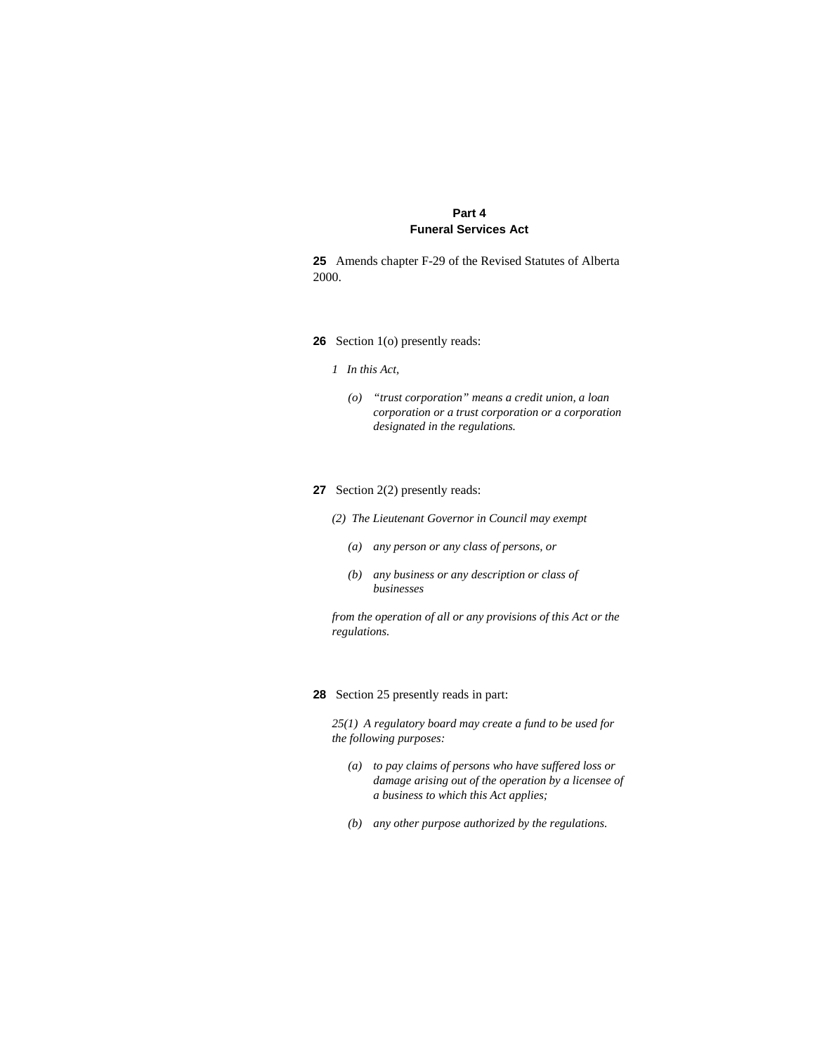## Part 4
## Funeral Services Act

**25** Amends chapter F-29 of the Revised Statutes of Alberta 2000.

**26** Section 1(o) presently reads:

*1 In this Act,*

*(o) "trust corporation" means a credit union, a loan corporation or a trust corporation or a corporation designated in the regulations.*

**27** Section 2(2) presently reads:

*(2) The Lieutenant Governor in Council may exempt*

*(a) any person or any class of persons, or*

*(b) any business or any description or class of businesses*

*from the operation of all or any provisions of this Act or the regulations.*

**28** Section 25 presently reads in part:

*25(1) A regulatory board may create a fund to be used for the following purposes:*

*(a) to pay claims of persons who have suffered loss or damage arising out of the operation by a licensee of a business to which this Act applies;*

*(b) any other purpose authorized by the regulations.*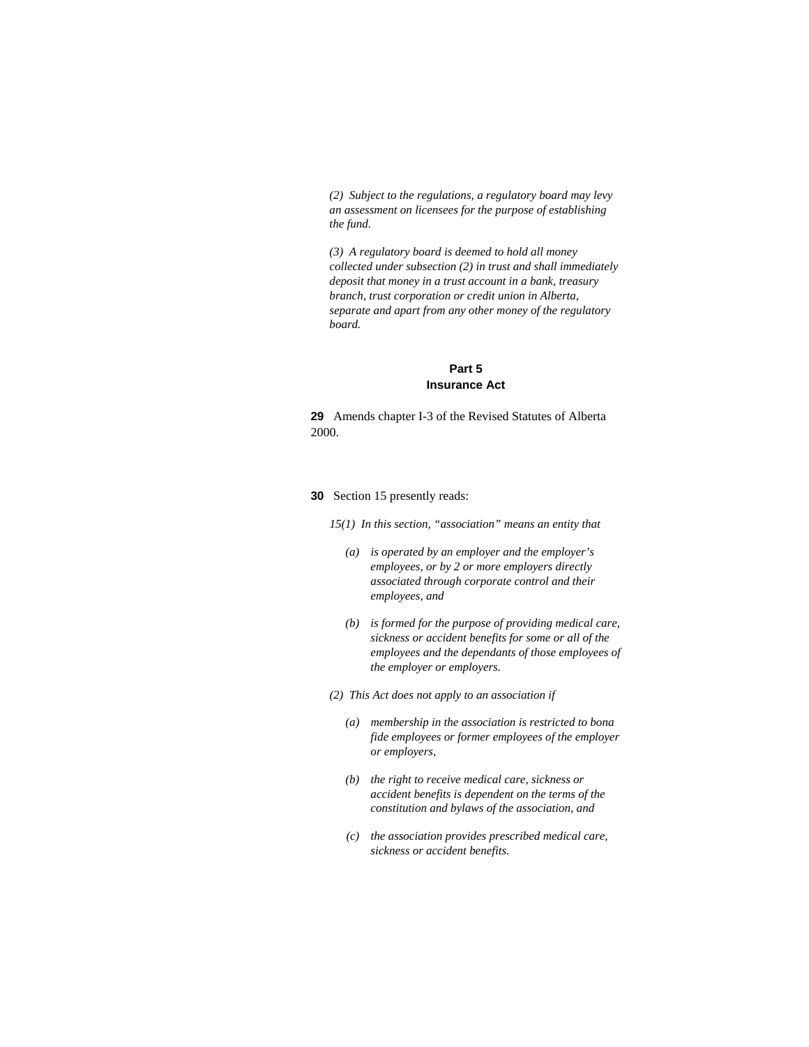*(2)  Subject to the regulations, a regulatory board may levy an assessment on licensees for the purpose of establishing the fund.*

*(3)  A regulatory board is deemed to hold all money collected under subsection (2) in trust and shall immediately deposit that money in a trust account in a bank, treasury branch, trust corporation or credit union in Alberta, separate and apart from any other money of the regulatory board.*

## Part 5
## Insurance Act

**29**   Amends chapter I-3 of the Revised Statutes of Alberta 2000.

**30**   Section 15 presently reads:

*15(1)  In this section, “association” means an entity that*

- *(a)   is operated by an employer and the employer’s employees, or by 2 or more employers directly associated through corporate control and their employees, and*
- *(b)   is formed for the purpose of providing medical care, sickness or accident benefits for some or all of the employees and the dependants of those employees of the employer or employers.*

*(2)  This Act does not apply to an association if*

- *(a)   membership in the association is restricted to bona fide employees or former employees of the employer or employers,*
- *(b)   the right to receive medical care, sickness or accident benefits is dependent on the terms of the constitution and bylaws of the association, and*
- *(c)   the association provides prescribed medical care, sickness or accident benefits.*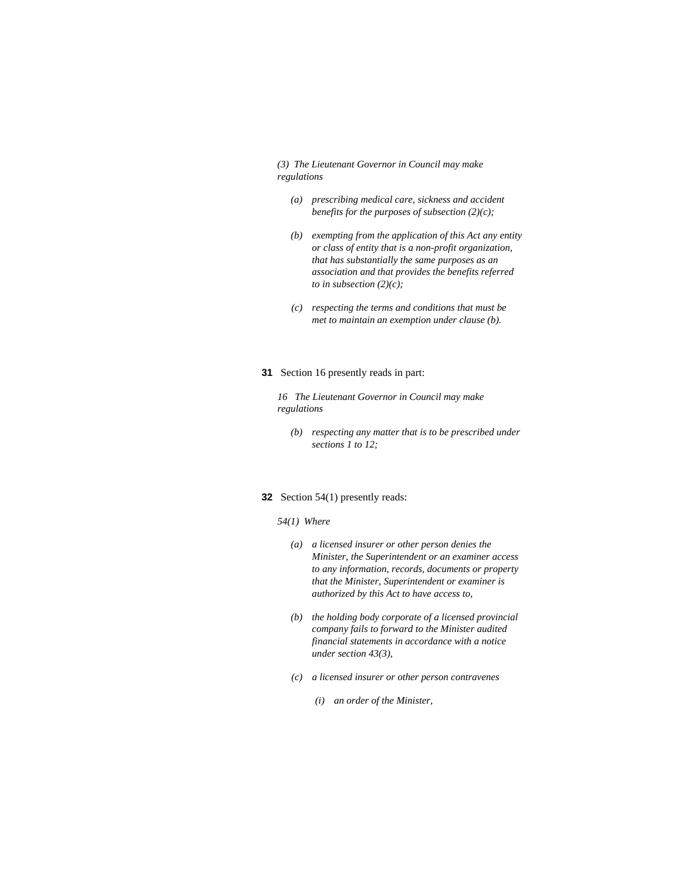*(3) The Lieutenant Governor in Council may make regulations*

*(a) prescribing medical care, sickness and accident benefits for the purposes of subsection (2)(c);*

*(b) exempting from the application of this Act any entity or class of entity that is a non-profit organization, that has substantially the same purposes as an association and that provides the benefits referred to in subsection (2)(c);*

*(c) respecting the terms and conditions that must be met to maintain an exemption under clause (b).*

**31** Section 16 presently reads in part:

*16 The Lieutenant Governor in Council may make regulations*

*(b) respecting any matter that is to be prescribed under sections 1 to 12;*

**32** Section 54(1) presently reads:

*54(1) Where*

*(a) a licensed insurer or other person denies the Minister, the Superintendent or an examiner access to any information, records, documents or property that the Minister, Superintendent or examiner is authorized by this Act to have access to,*

*(b) the holding body corporate of a licensed provincial company fails to forward to the Minister audited financial statements in accordance with a notice under section 43(3),*

*(c) a licensed insurer or other person contravenes*

*(i) an order of the Minister,*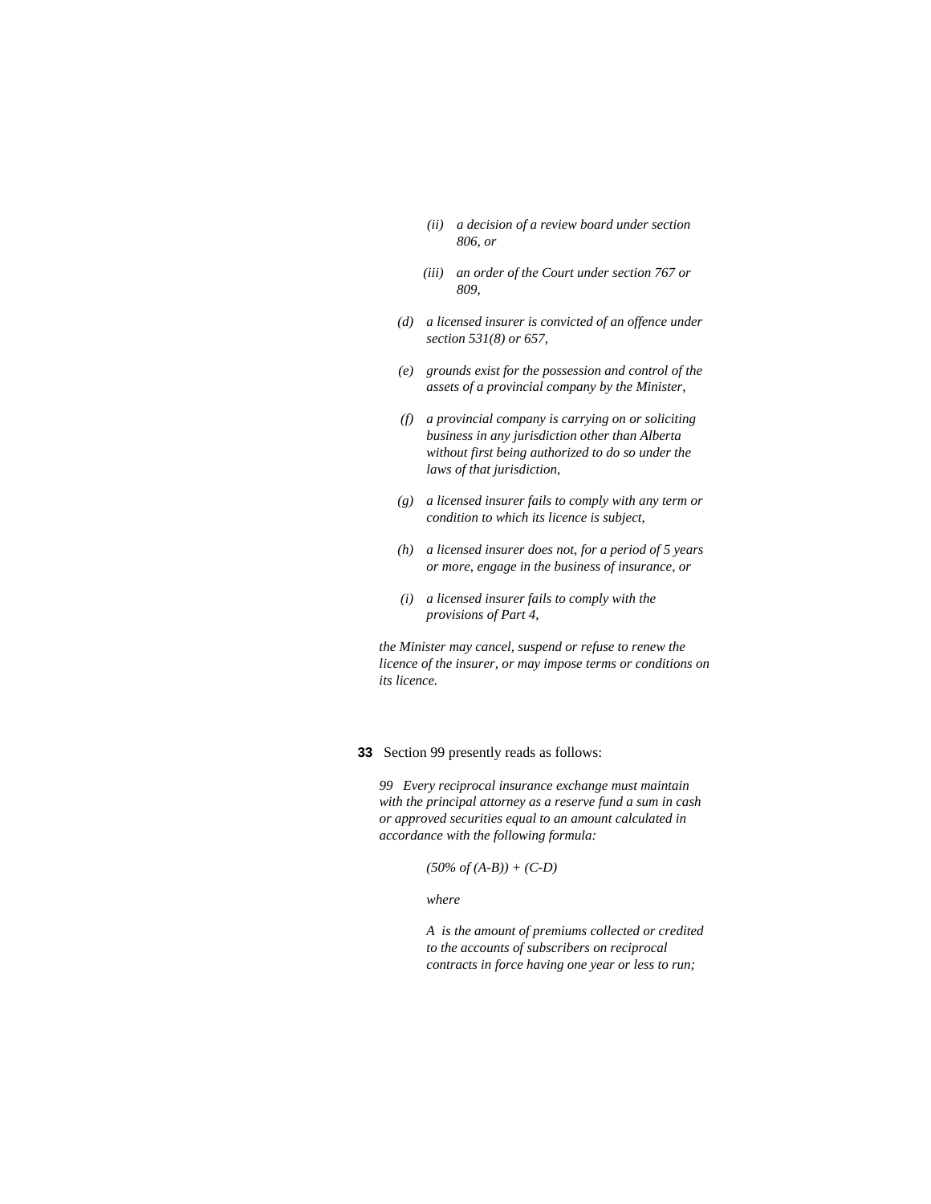*(ii) a decision of a review board under section 806, or*

*(iii) an order of the Court under section 767 or 809,*

*(d) a licensed insurer is convicted of an offence under section 531(8) or 657,*

*(e) grounds exist for the possession and control of the assets of a provincial company by the Minister,*

*(f) a provincial company is carrying on or soliciting business in any jurisdiction other than Alberta without first being authorized to do so under the laws of that jurisdiction,*

*(g) a licensed insurer fails to comply with any term or condition to which its licence is subject,*

*(h) a licensed insurer does not, for a period of 5 years or more, engage in the business of insurance, or*

*(i) a licensed insurer fails to comply with the provisions of Part 4,*

*the Minister may cancel, suspend or refuse to renew the licence of the insurer, or may impose terms or conditions on its licence.*

**33** Section 99 presently reads as follows:

*99 Every reciprocal insurance exchange must maintain with the principal attorney as a reserve fund a sum in cash or approved securities equal to an amount calculated in accordance with the following formula:*

$$(50\% \text{ of } (A-B)) + (C-D)$$

*where*

*A is the amount of premiums collected or credited to the accounts of subscribers on reciprocal contracts in force having one year or less to run;*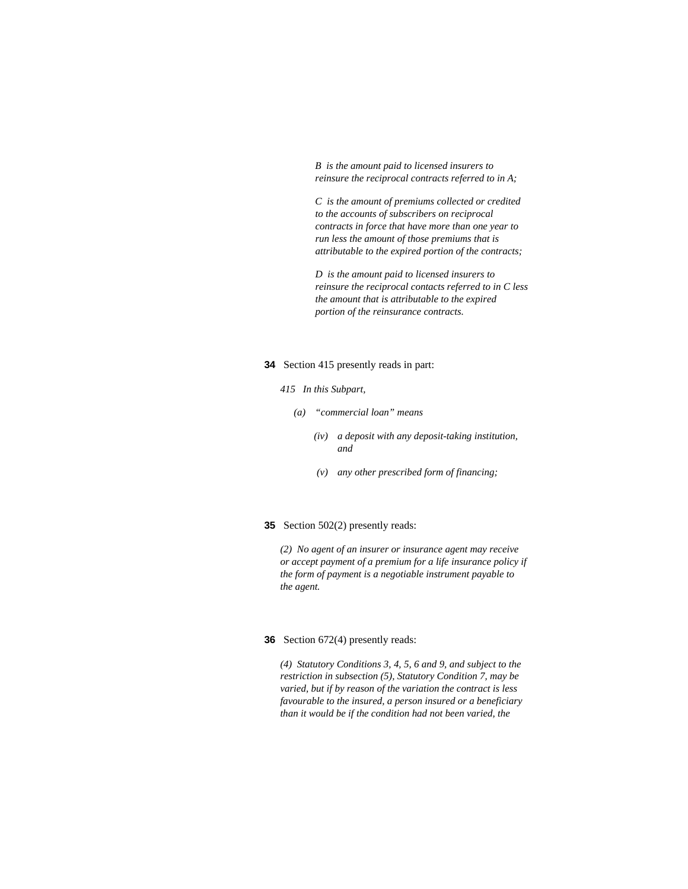*B is the amount paid to licensed insurers to reinsure the reciprocal contracts referred to in A;*

*C is the amount of premiums collected or credited to the accounts of subscribers on reciprocal contracts in force that have more than one year to run less the amount of those premiums that is attributable to the expired portion of the contracts;*

*D is the amount paid to licensed insurers to reinsure the reciprocal contacts referred to in C less the amount that is attributable to the expired portion of the reinsurance contracts.*

**34** Section 415 presently reads in part:

*415 In this Subpart,*

*(a) "commercial loan" means*

*(iv) a deposit with any deposit-taking institution, and*

*(v) any other prescribed form of financing;*

**35** Section 502(2) presently reads:

*(2) No agent of an insurer or insurance agent may receive or accept payment of a premium for a life insurance policy if the form of payment is a negotiable instrument payable to the agent.*

**36** Section 672(4) presently reads:

*(4) Statutory Conditions 3, 4, 5, 6 and 9, and subject to the restriction in subsection (5), Statutory Condition 7, may be varied, but if by reason of the variation the contract is less favourable to the insured, a person insured or a beneficiary than it would be if the condition had not been varied, the*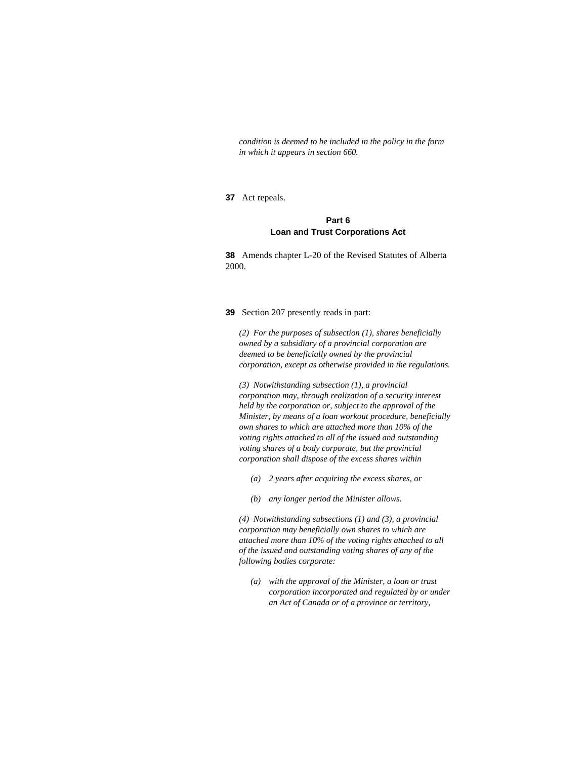*condition is deemed to be included in the policy in the form in which it appears in section 660.*

**37** Act repeals.

### Part 6
### Loan and Trust Corporations Act

**38** Amends chapter L-20 of the Revised Statutes of Alberta 2000.

**39** Section 207 presently reads in part:

*(2) For the purposes of subsection (1), shares beneficially owned by a subsidiary of a provincial corporation are deemed to be beneficially owned by the provincial corporation, except as otherwise provided in the regulations.*

*(3) Notwithstanding subsection (1), a provincial corporation may, through realization of a security interest held by the corporation or, subject to the approval of the Minister, by means of a loan workout procedure, beneficially own shares to which are attached more than 10% of the voting rights attached to all of the issued and outstanding voting shares of a body corporate, but the provincial corporation shall dispose of the excess shares within*

*(a) 2 years after acquiring the excess shares, or*

*(b) any longer period the Minister allows.*

*(4) Notwithstanding subsections (1) and (3), a provincial corporation may beneficially own shares to which are attached more than 10% of the voting rights attached to all of the issued and outstanding voting shares of any of the following bodies corporate:*

*(a) with the approval of the Minister, a loan or trust corporation incorporated and regulated by or under an Act of Canada or of a province or territory,*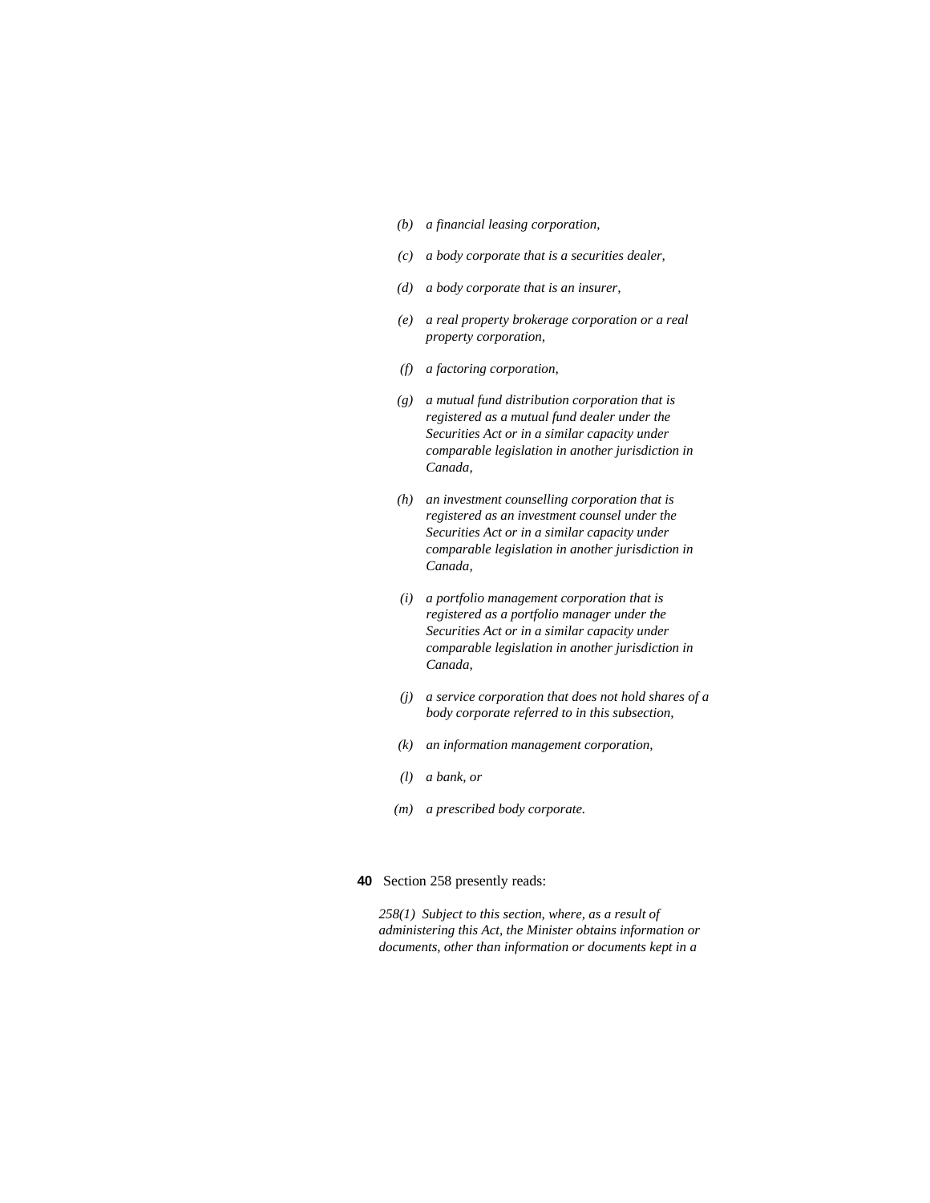*(b) a financial leasing corporation,*

*(c) a body corporate that is a securities dealer,*

*(d) a body corporate that is an insurer,*

*(e) a real property brokerage corporation or a real property corporation,*

*(f) a factoring corporation,*

*(g) a mutual fund distribution corporation that is registered as a mutual fund dealer under the Securities Act or in a similar capacity under comparable legislation in another jurisdiction in Canada,*

*(h) an investment counselling corporation that is registered as an investment counsel under the Securities Act or in a similar capacity under comparable legislation in another jurisdiction in Canada,*

*(i) a portfolio management corporation that is registered as a portfolio manager under the Securities Act or in a similar capacity under comparable legislation in another jurisdiction in Canada,*

*(j) a service corporation that does not hold shares of a body corporate referred to in this subsection,*

*(k) an information management corporation,*

*(l) a bank, or*

*(m) a prescribed body corporate.*

**40** Section 258 presently reads:

*258(1) Subject to this section, where, as a result of administering this Act, the Minister obtains information or documents, other than information or documents kept in a*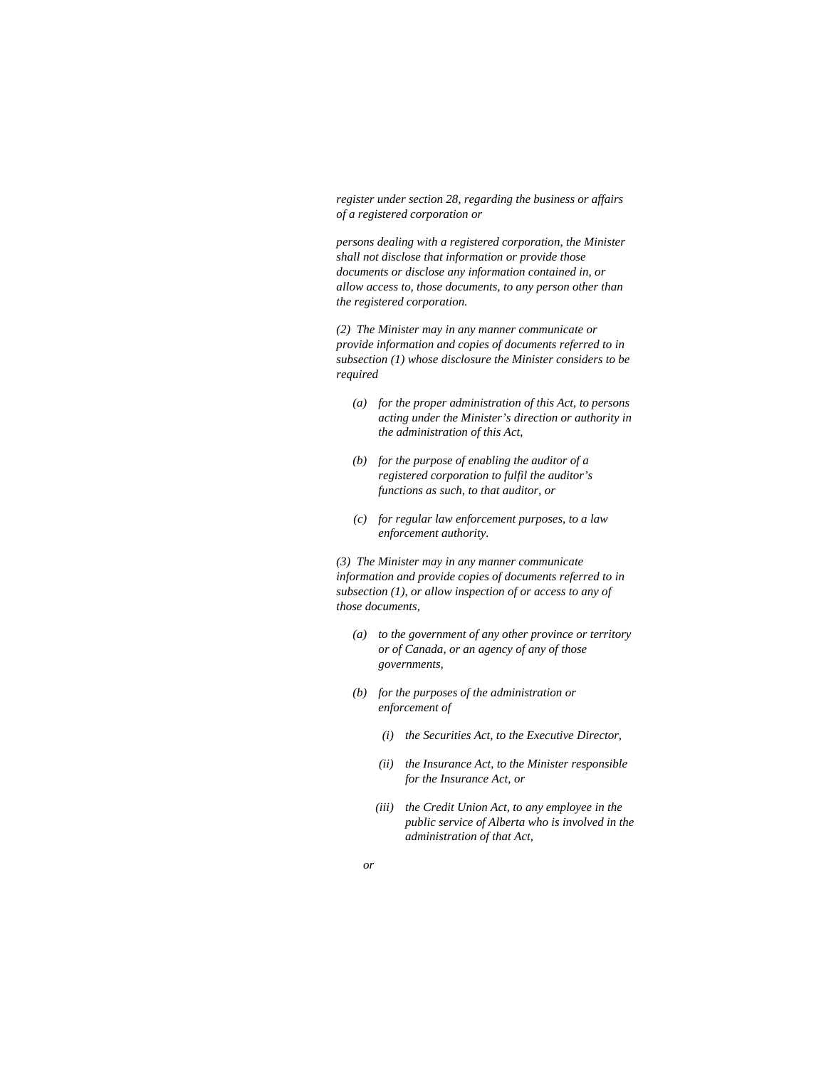*register under section 28, regarding the business or affairs of a registered corporation or*

*persons dealing with a registered corporation, the Minister shall not disclose that information or provide those documents or disclose any information contained in, or allow access to, those documents, to any person other than the registered corporation.*

*(2) The Minister may in any manner communicate or provide information and copies of documents referred to in subsection (1) whose disclosure the Minister considers to be required*

*(a) for the proper administration of this Act, to persons acting under the Minister's direction or authority in the administration of this Act,*

*(b) for the purpose of enabling the auditor of a registered corporation to fulfil the auditor's functions as such, to that auditor, or*

*(c) for regular law enforcement purposes, to a law enforcement authority.*

*(3) The Minister may in any manner communicate information and provide copies of documents referred to in subsection (1), or allow inspection of or access to any of those documents,*

*(a) to the government of any other province or territory or of Canada, or an agency of any of those governments,*

*(b) for the purposes of the administration or enforcement of*

*(i) the Securities Act, to the Executive Director,*

*(ii) the Insurance Act, to the Minister responsible for the Insurance Act, or*

*(iii) the Credit Union Act, to any employee in the public service of Alberta who is involved in the administration of that Act,*

*or*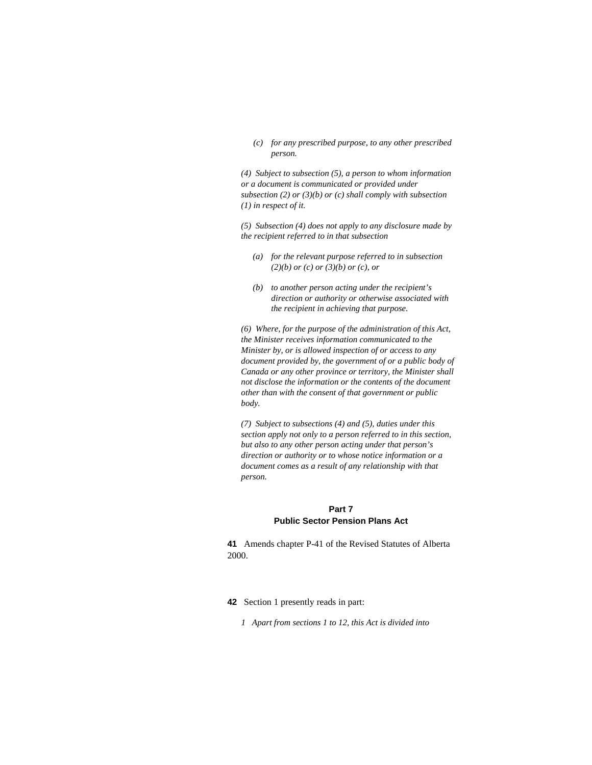*(c) for any prescribed purpose, to any other prescribed person.*

*(4) Subject to subsection (5), a person to whom information or a document is communicated or provided under subsection (2) or (3)(b) or (c) shall comply with subsection (1) in respect of it.*

*(5) Subsection (4) does not apply to any disclosure made by the recipient referred to in that subsection*

*(a) for the relevant purpose referred to in subsection (2)(b) or (c) or (3)(b) or (c), or*

*(b) to another person acting under the recipient's direction or authority or otherwise associated with the recipient in achieving that purpose.*

*(6) Where, for the purpose of the administration of this Act, the Minister receives information communicated to the Minister by, or is allowed inspection of or access to any document provided by, the government of or a public body of Canada or any other province or territory, the Minister shall not disclose the information or the contents of the document other than with the consent of that government or public body.*

*(7) Subject to subsections (4) and (5), duties under this section apply not only to a person referred to in this section, but also to any other person acting under that person's direction or authority or to whose notice information or a document comes as a result of any relationship with that person.*

## Part 7
## Public Sector Pension Plans Act

**41** Amends chapter P-41 of the Revised Statutes of Alberta 2000.

**42** Section 1 presently reads in part:

*1 Apart from sections 1 to 12, this Act is divided into*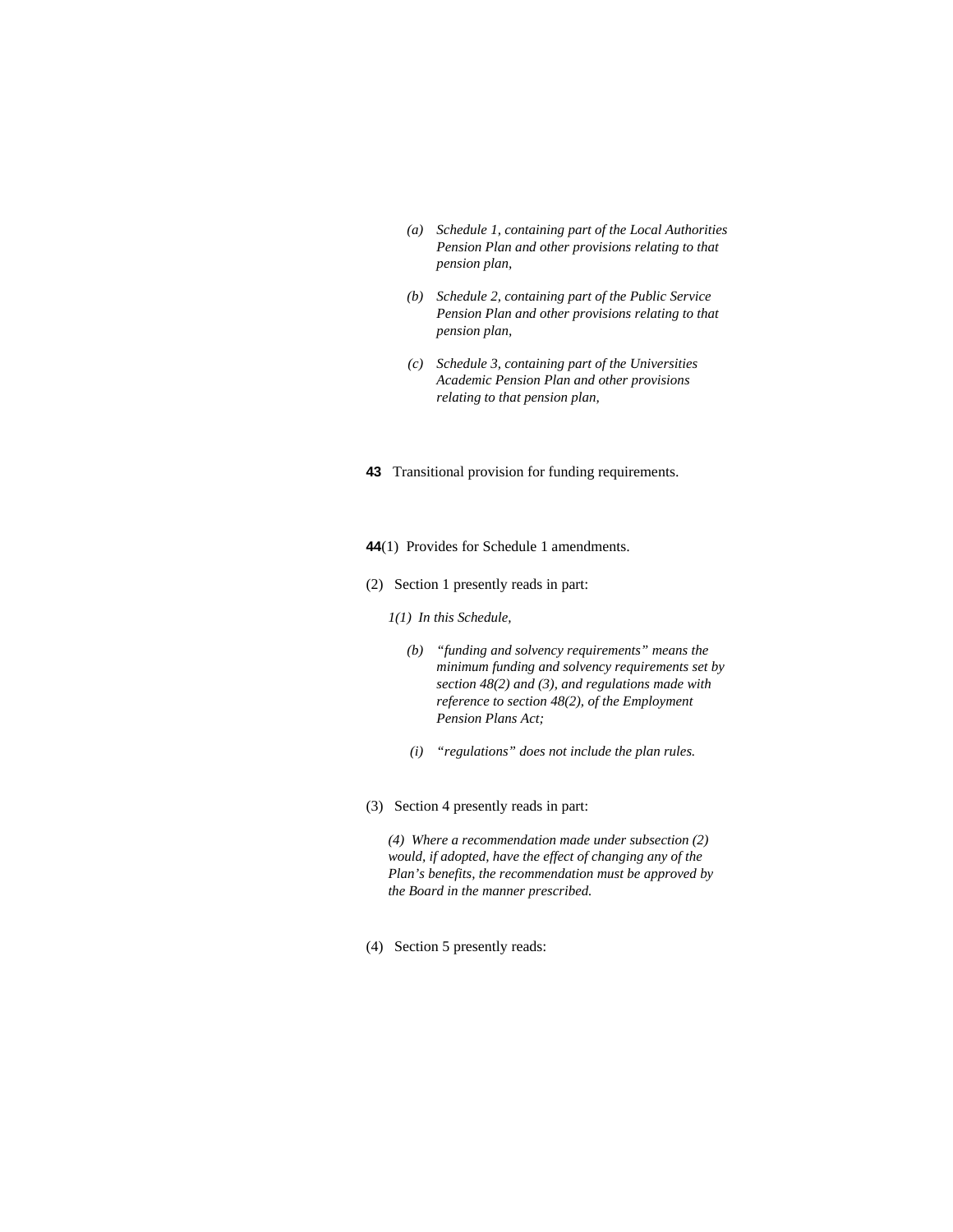*(a) Schedule 1, containing part of the Local Authorities Pension Plan and other provisions relating to that pension plan,*

*(b) Schedule 2, containing part of the Public Service Pension Plan and other provisions relating to that pension plan,*

*(c) Schedule 3, containing part of the Universities Academic Pension Plan and other provisions relating to that pension plan,*

**43** Transitional provision for funding requirements.

**44**(1) Provides for Schedule 1 amendments.

(2) Section 1 presently reads in part:

*1(1) In this Schedule,*

*(b) "funding and solvency requirements" means the minimum funding and solvency requirements set by section 48(2) and (3), and regulations made with reference to section 48(2), of the Employment Pension Plans Act;*

*(i) "regulations" does not include the plan rules.*

(3) Section 4 presently reads in part:

*(4) Where a recommendation made under subsection (2) would, if adopted, have the effect of changing any of the Plan's benefits, the recommendation must be approved by the Board in the manner prescribed.*

(4) Section 5 presently reads: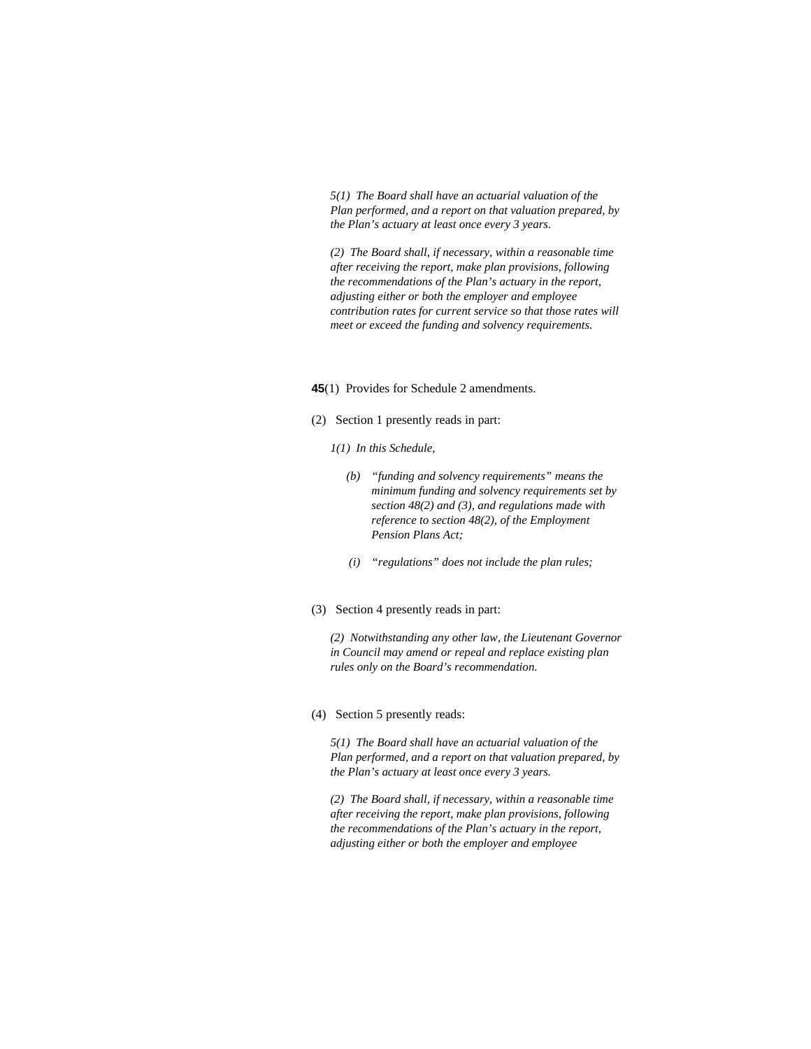*5(1) The Board shall have an actuarial valuation of the Plan performed, and a report on that valuation prepared, by the Plan's actuary at least once every 3 years.*

*(2) The Board shall, if necessary, within a reasonable time after receiving the report, make plan provisions, following the recommendations of the Plan's actuary in the report, adjusting either or both the employer and employee contribution rates for current service so that those rates will meet or exceed the funding and solvency requirements.*

**45**(1) Provides for Schedule 2 amendments.

(2) Section 1 presently reads in part:

*1(1) In this Schedule,*

*(b) "funding and solvency requirements" means the minimum funding and solvency requirements set by section 48(2) and (3), and regulations made with reference to section 48(2), of the Employment Pension Plans Act;*

*(i) "regulations" does not include the plan rules;*

(3) Section 4 presently reads in part:

*(2) Notwithstanding any other law, the Lieutenant Governor in Council may amend or repeal and replace existing plan rules only on the Board's recommendation.*

(4) Section 5 presently reads:

*5(1) The Board shall have an actuarial valuation of the Plan performed, and a report on that valuation prepared, by the Plan's actuary at least once every 3 years.*

*(2) The Board shall, if necessary, within a reasonable time after receiving the report, make plan provisions, following the recommendations of the Plan's actuary in the report, adjusting either or both the employer and employee*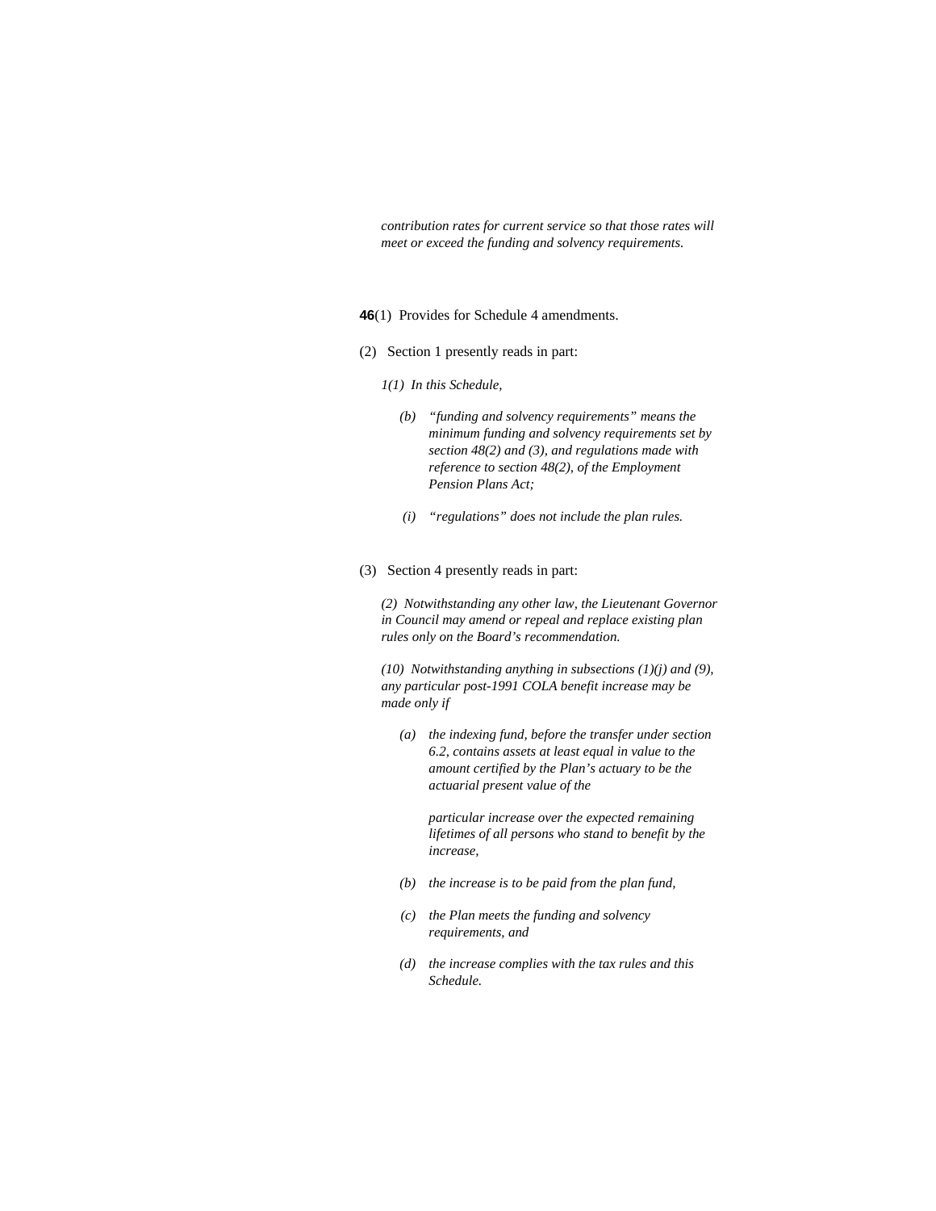*contribution rates for current service so that those rates will meet or exceed the funding and solvency requirements.*

**46**(1) Provides for Schedule 4 amendments.

(2) Section 1 presently reads in part:

*1(1) In this Schedule,*

*(b) "funding and solvency requirements" means the minimum funding and solvency requirements set by section 48(2) and (3), and regulations made with reference to section 48(2), of the Employment Pension Plans Act;*

*(i) "regulations" does not include the plan rules.*

(3) Section 4 presently reads in part:

*(2) Notwithstanding any other law, the Lieutenant Governor in Council may amend or repeal and replace existing plan rules only on the Board's recommendation.*

*(10) Notwithstanding anything in subsections (1)(j) and (9), any particular post-1991 COLA benefit increase may be made only if*

*(a) the indexing fund, before the transfer under section 6.2, contains assets at least equal in value to the amount certified by the Plan's actuary to be the actuarial present value of the*

*particular increase over the expected remaining lifetimes of all persons who stand to benefit by the increase,*

*(b) the increase is to be paid from the plan fund,*

*(c) the Plan meets the funding and solvency requirements, and*

*(d) the increase complies with the tax rules and this Schedule.*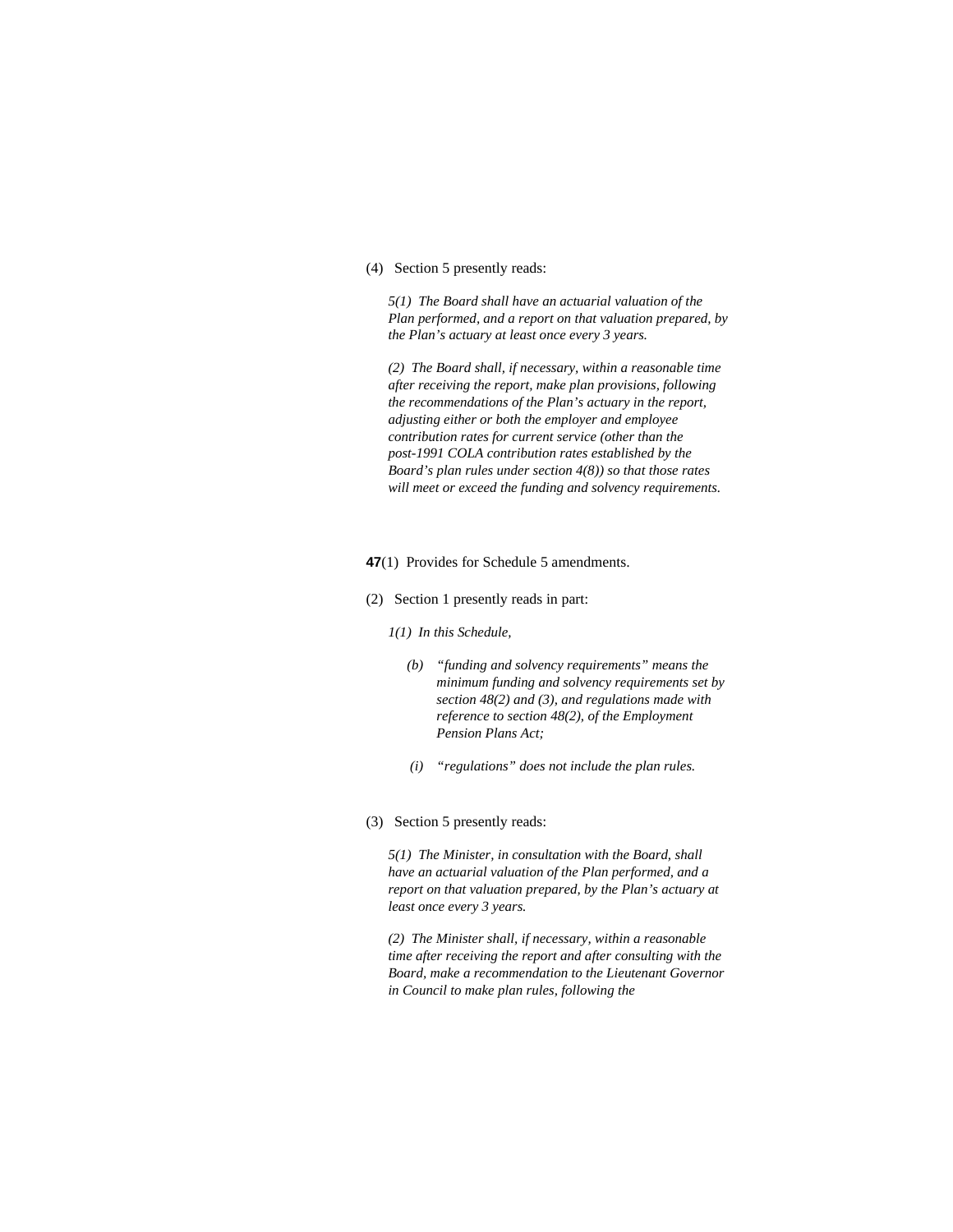(4) Section 5 presently reads:

*5(1) The Board shall have an actuarial valuation of the Plan performed, and a report on that valuation prepared, by the Plan's actuary at least once every 3 years.*

*(2) The Board shall, if necessary, within a reasonable time after receiving the report, make plan provisions, following the recommendations of the Plan's actuary in the report, adjusting either or both the employer and employee contribution rates for current service (other than the post-1991 COLA contribution rates established by the Board's plan rules under section 4(8)) so that those rates will meet or exceed the funding and solvency requirements.*

**47**(1) Provides for Schedule 5 amendments.

(2) Section 1 presently reads in part:

*1(1) In this Schedule,*

*(b) "funding and solvency requirements" means the minimum funding and solvency requirements set by section 48(2) and (3), and regulations made with reference to section 48(2), of the Employment Pension Plans Act;*

*(i) "regulations" does not include the plan rules.*

(3) Section 5 presently reads:

*5(1) The Minister, in consultation with the Board, shall have an actuarial valuation of the Plan performed, and a report on that valuation prepared, by the Plan's actuary at least once every 3 years.*

*(2) The Minister shall, if necessary, within a reasonable time after receiving the report and after consulting with the Board, make a recommendation to the Lieutenant Governor in Council to make plan rules, following the*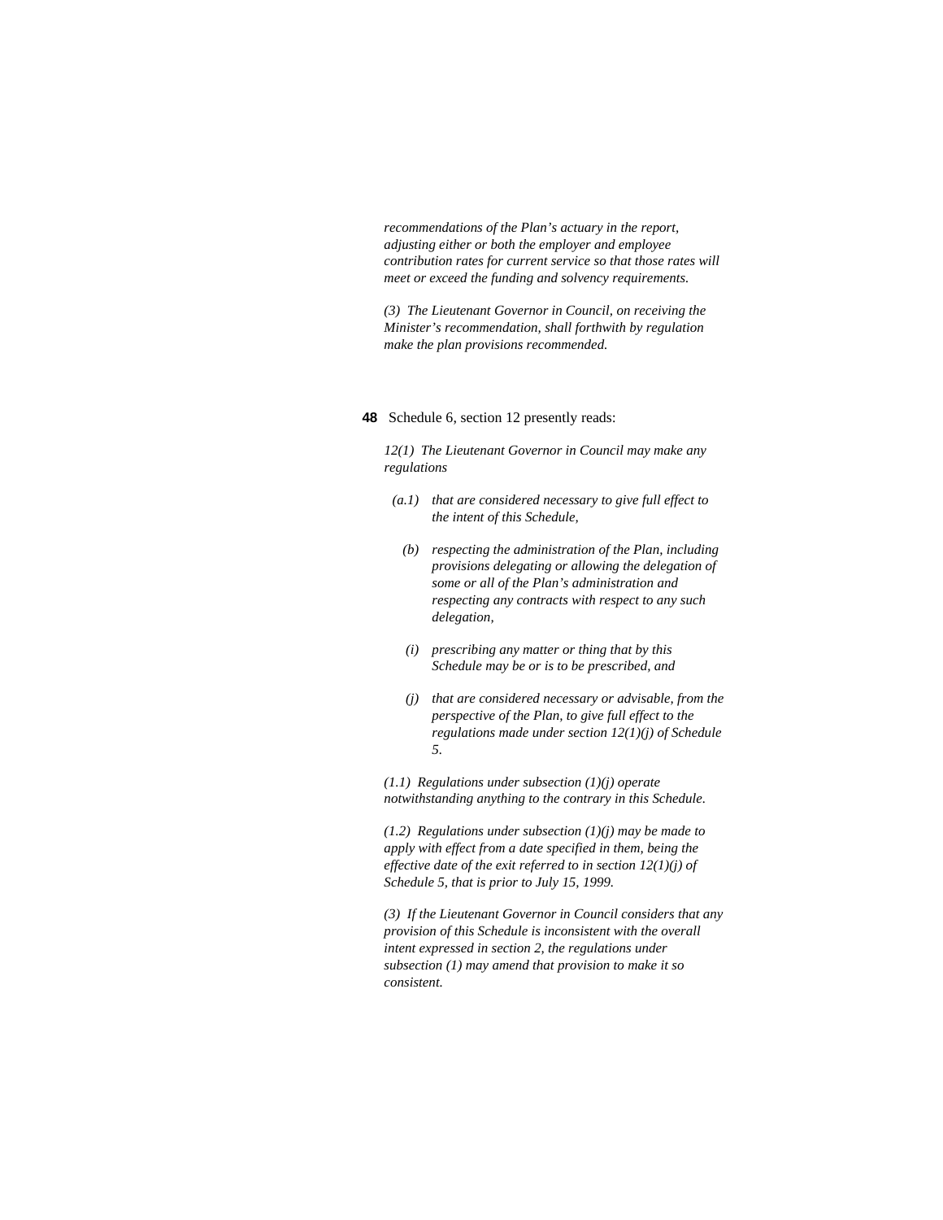*recommendations of the Plan's actuary in the report, adjusting either or both the employer and employee contribution rates for current service so that those rates will meet or exceed the funding and solvency requirements.*

*(3) The Lieutenant Governor in Council, on receiving the Minister's recommendation, shall forthwith by regulation make the plan provisions recommended.*

**48** Schedule 6, section 12 presently reads:

*12(1) The Lieutenant Governor in Council may make any regulations*

*(a.1) that are considered necessary to give full effect to the intent of this Schedule,*

*(b) respecting the administration of the Plan, including provisions delegating or allowing the delegation of some or all of the Plan's administration and respecting any contracts with respect to any such delegation,*

*(i) prescribing any matter or thing that by this Schedule may be or is to be prescribed, and*

*(j) that are considered necessary or advisable, from the perspective of the Plan, to give full effect to the regulations made under section 12(1)(j) of Schedule 5.*

*(1.1) Regulations under subsection (1)(j) operate notwithstanding anything to the contrary in this Schedule.*

*(1.2) Regulations under subsection (1)(j) may be made to apply with effect from a date specified in them, being the effective date of the exit referred to in section 12(1)(j) of Schedule 5, that is prior to July 15, 1999.*

*(3) If the Lieutenant Governor in Council considers that any provision of this Schedule is inconsistent with the overall intent expressed in section 2, the regulations under subsection (1) may amend that provision to make it so consistent.*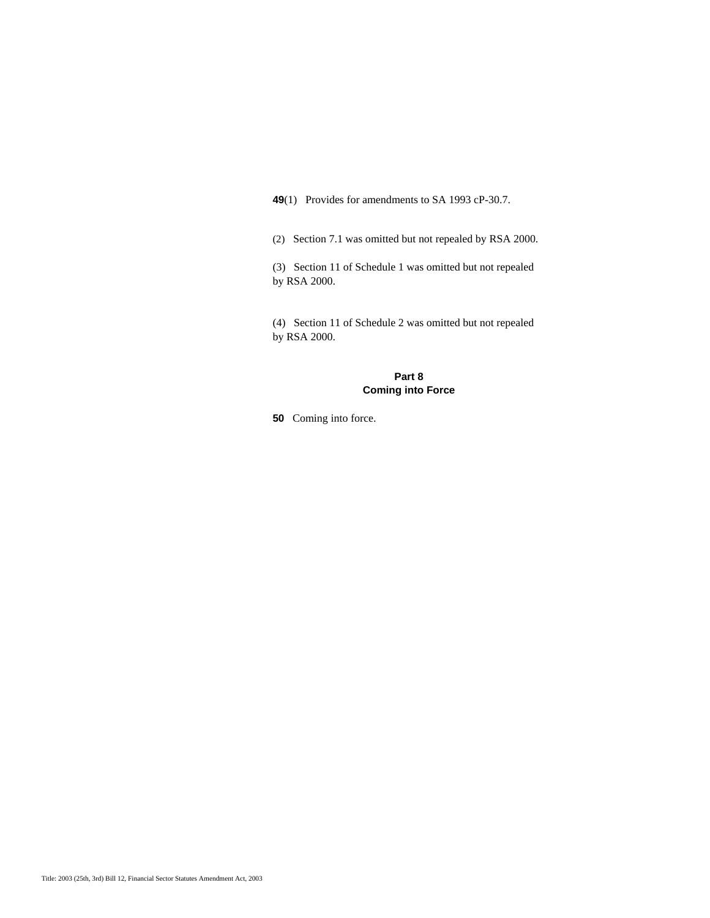**49**(1) Provides for amendments to SA 1993 cP-30.7.

(2) Section 7.1 was omitted but not repealed by RSA 2000.

(3) Section 11 of Schedule 1 was omitted but not repealed by RSA 2000.

(4) Section 11 of Schedule 2 was omitted but not repealed by RSA 2000.

## Part 8
## Coming into Force

**50** Coming into force.